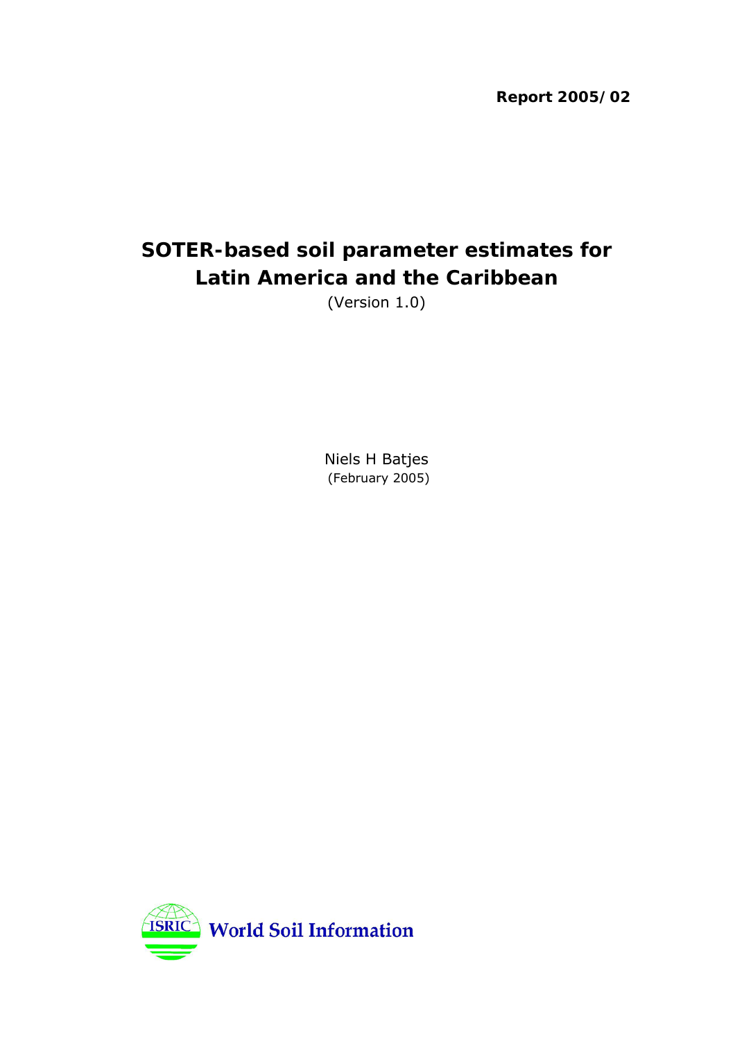**Report 2005/02**

# SOTER-based soil parameter estimates for Latin America and the Caribbean

(Version 1.0)

Niels H Batjes

(February 2005)

ISRIC World Soil Information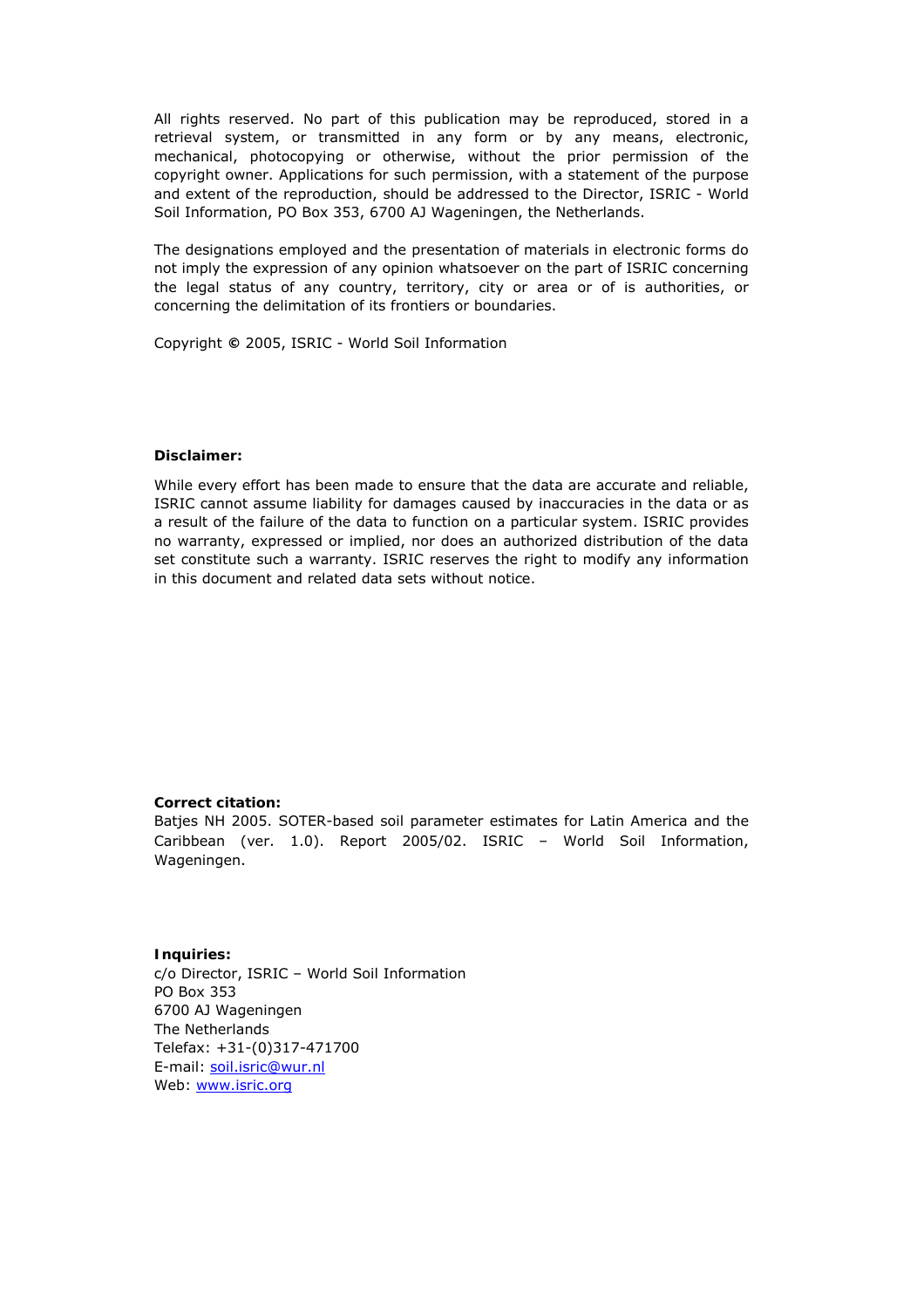All rights reserved. No part of this publication may be reproduced, stored in a retrieval system, or transmitted in any form or by any means, electronic, mechanical, photocopying or otherwise, without the prior permission of the copyright owner. Applications for such permission, with a statement of the purpose and extent of the reproduction, should be addressed to the Director, ISRIC - World Soil Information, PO Box 353, 6700 AJ Wageningen, the Netherlands.

The designations employed and the presentation of materials in electronic forms do not imply the expression of any opinion whatsoever on the part of ISRIC concerning the legal status of any country, territory, city or area or of is authorities, or concerning the delimitation of its frontiers or boundaries.

Copyright **©** 2005, ISRIC - World Soil Information

**Disclaimer:**

While every effort has been made to ensure that the data are accurate and reliable, ISRIC cannot assume liability for damages caused by inaccuracies in the data or as a result of the failure of the data to function on a particular system. ISRIC provides no warranty, expressed or implied, nor does an authorized distribution of the data set constitute such a warranty. ISRIC reserves the right to modify any information in this document and related data sets without notice.

**Correct citation:**
Batjes NH 2005. SOTER-based soil parameter estimates for Latin America and the Caribbean (ver. 1.0). Report 2005/02. ISRIC – World Soil Information, Wageningen.

**Inquiries:**
c/o Director, ISRIC – World Soil Information
PO Box 353
6700 AJ Wageningen
The Netherlands
Telefax: +31-(0)317-471700
E-mail: soil.isric@wur.nl
Web: www.isric.org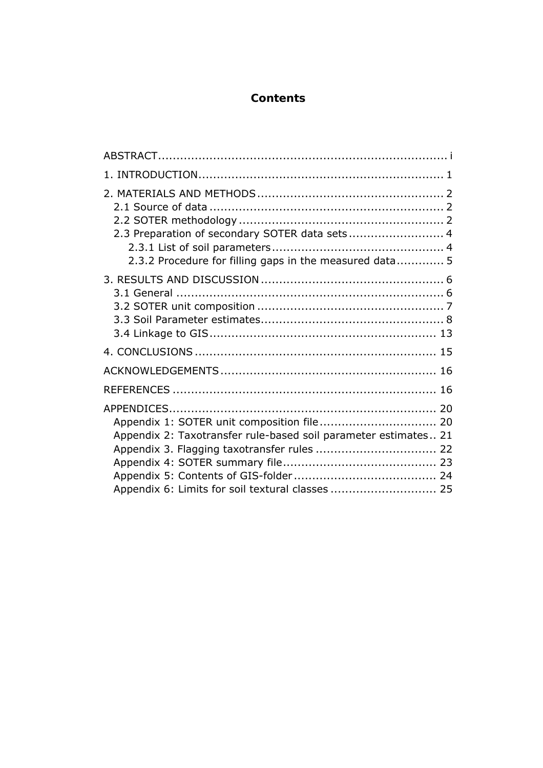# Contents

ABSTRACT .......... i

1. INTRODUCTION .......... 1

2. MATERIALS AND METHODS .......... 2
   - 2.1 Source of data .......... 2
   - 2.2 SOTER methodology .......... 2
   - 2.3 Preparation of secondary SOTER data sets .......... 4
     - 2.3.1 List of soil parameters .......... 4
     - 2.3.2 Procedure for filling gaps in the measured data .......... 5

3. RESULTS AND DISCUSSION .......... 6
   - 3.1 General .......... 6
   - 3.2 SOTER unit composition .......... 7
   - 3.3 Soil Parameter estimates .......... 8
   - 3.4 Linkage to GIS .......... 13

4. CONCLUSIONS .......... 15

ACKNOWLEDGEMENTS .......... 16

REFERENCES .......... 16

APPENDICES .......... 20
   - Appendix 1: SOTER unit composition file .......... 20
   - Appendix 2: Taxotransfer rule-based soil parameter estimates .......... 21
   - Appendix 3. Flagging taxotransfer rules .......... 22
   - Appendix 4: SOTER summary file .......... 23
   - Appendix 5: Contents of GIS-folder .......... 24
   - Appendix 6: Limits for soil textural classes .......... 25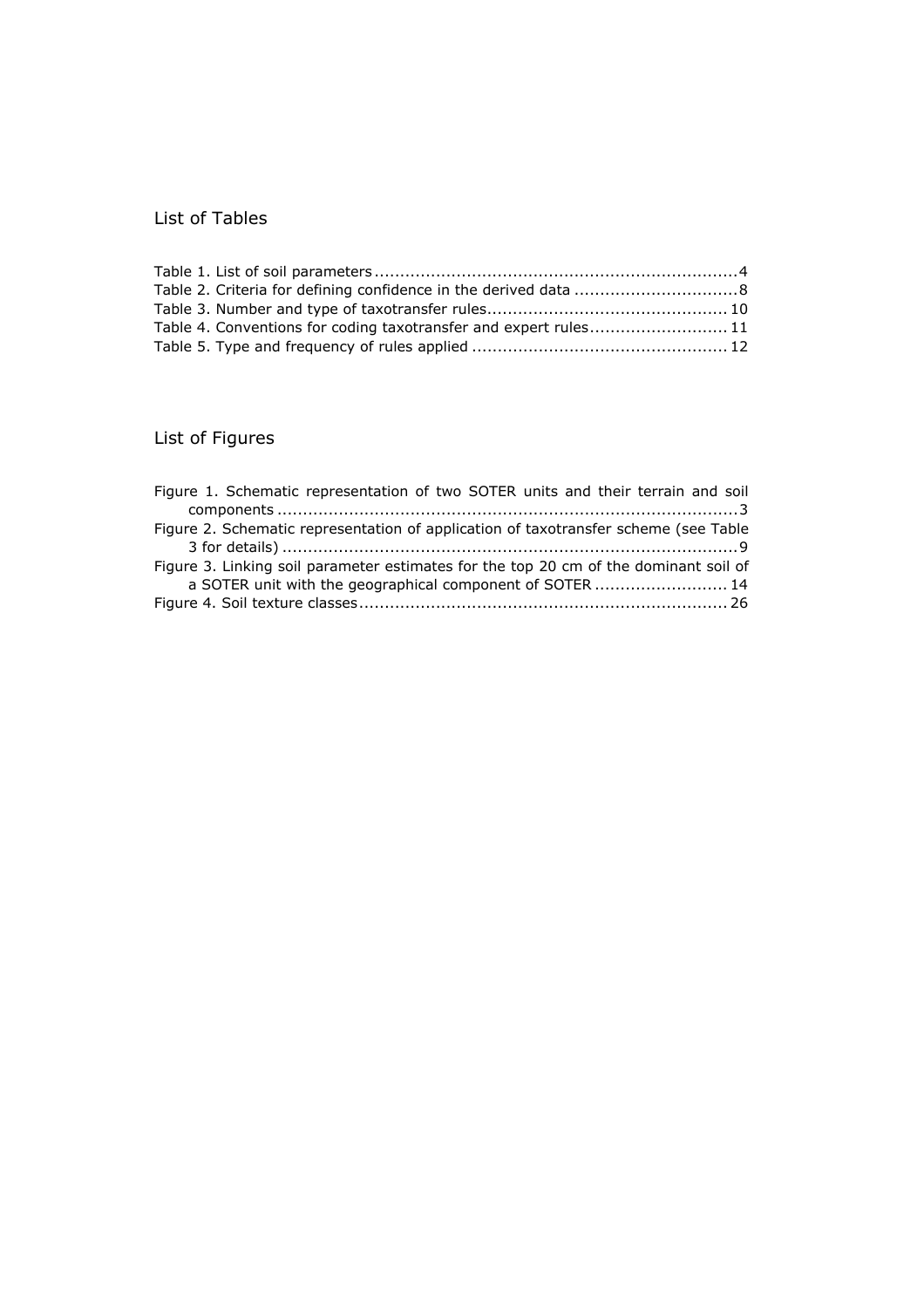## List of Tables

Table 1. List of soil parameters ........................................................................4
Table 2. Criteria for defining confidence in the derived data ...............................8
Table 3. Number and type of taxotransfer rules.............................................. 10
Table 4. Conventions for coding taxotransfer and expert rules.......................... 11
Table 5. Type and frequency of rules applied ................................................. 12

## List of Figures

Figure 1. Schematic representation of two SOTER units and their terrain and soil components ...........................................................................................3
Figure 2. Schematic representation of application of taxotransfer scheme (see Table 3 for details) ..........................................................................................9
Figure 3. Linking soil parameter estimates for the top 20 cm of the dominant soil of a SOTER unit with the geographical component of SOTER ......................... 14
Figure 4. Soil texture classes........................................................................ 26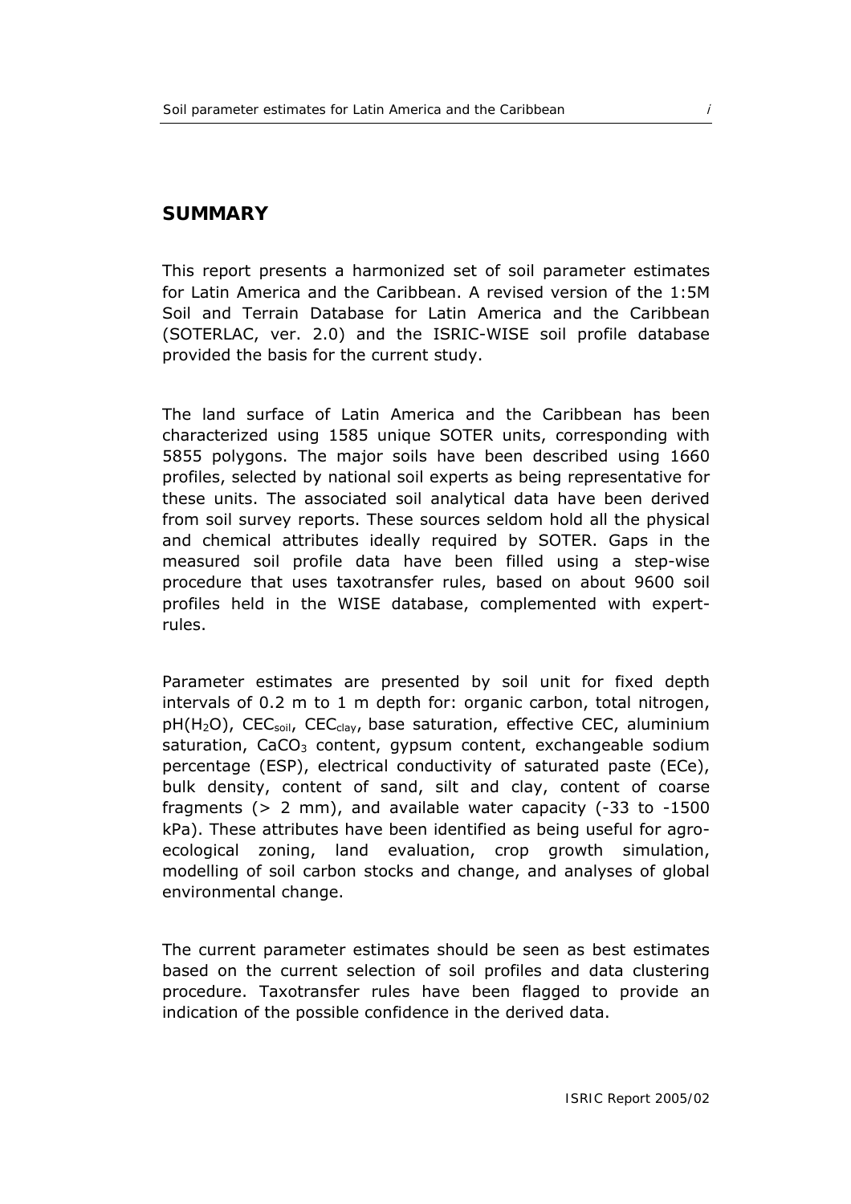## SUMMARY

This report presents a harmonized set of soil parameter estimates for Latin America and the Caribbean. A revised version of the 1:5M Soil and Terrain Database for Latin America and the Caribbean (SOTERLAC, ver. 2.0) and the ISRIC-WISE soil profile database provided the basis for the current study.

The land surface of Latin America and the Caribbean has been characterized using 1585 unique SOTER units, corresponding with 5855 polygons. The major soils have been described using 1660 profiles, selected by national soil experts as being representative for these units. The associated soil analytical data have been derived from soil survey reports. These sources seldom hold all the physical and chemical attributes ideally required by SOTER. Gaps in the measured soil profile data have been filled using a step-wise procedure that uses taxotransfer rules, based on about 9600 soil profiles held in the WISE database, complemented with expert-rules.

Parameter estimates are presented by soil unit for fixed depth intervals of 0.2 m to 1 m depth for: organic carbon, total nitrogen, pH($H_2O$), $CEC_{soil}$, $CEC_{clay}$, base saturation, effective CEC, aluminium saturation, $CaCO_3$ content, gypsum content, exchangeable sodium percentage (ESP), electrical conductivity of saturated paste (ECe), bulk density, content of sand, silt and clay, content of coarse fragments (> 2 mm), and available water capacity (-33 to -1500 kPa). These attributes have been identified as being useful for agro-ecological zoning, land evaluation, crop growth simulation, modelling of soil carbon stocks and change, and analyses of global environmental change.

The current parameter estimates should be seen as best estimates based on the current selection of soil profiles and data clustering procedure. Taxotransfer rules have been flagged to provide an indication of the possible confidence in the derived data.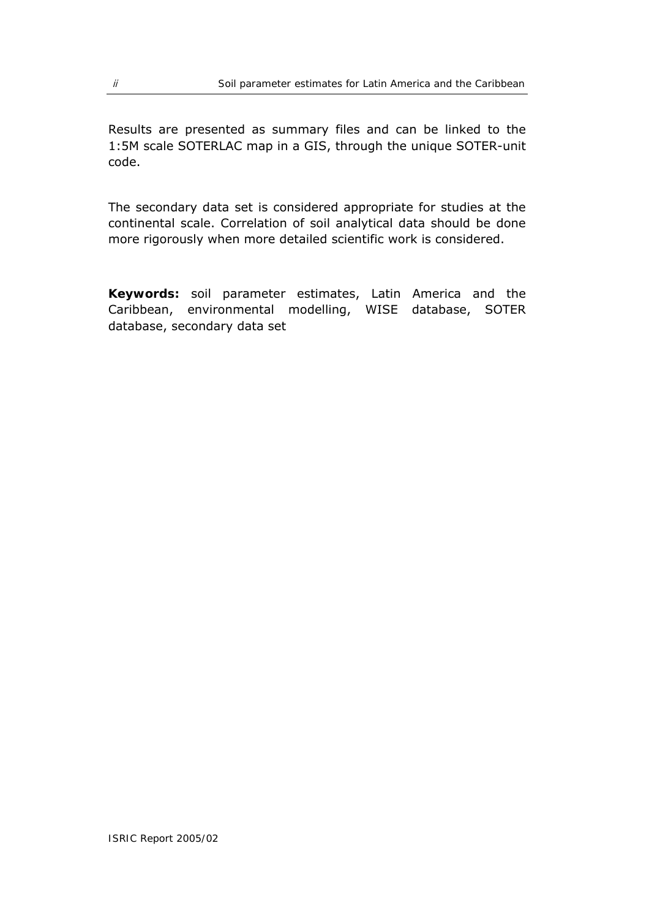Results are presented as summary files and can be linked to the 1:5M scale SOTERLAC map in a GIS, through the unique SOTER-unit code.

The secondary data set is considered appropriate for studies at the continental scale. Correlation of soil analytical data should be done more rigorously when more detailed scientific work is considered.

**Keywords:** soil parameter estimates, Latin America and the Caribbean, environmental modelling, WISE database, SOTER database, secondary data set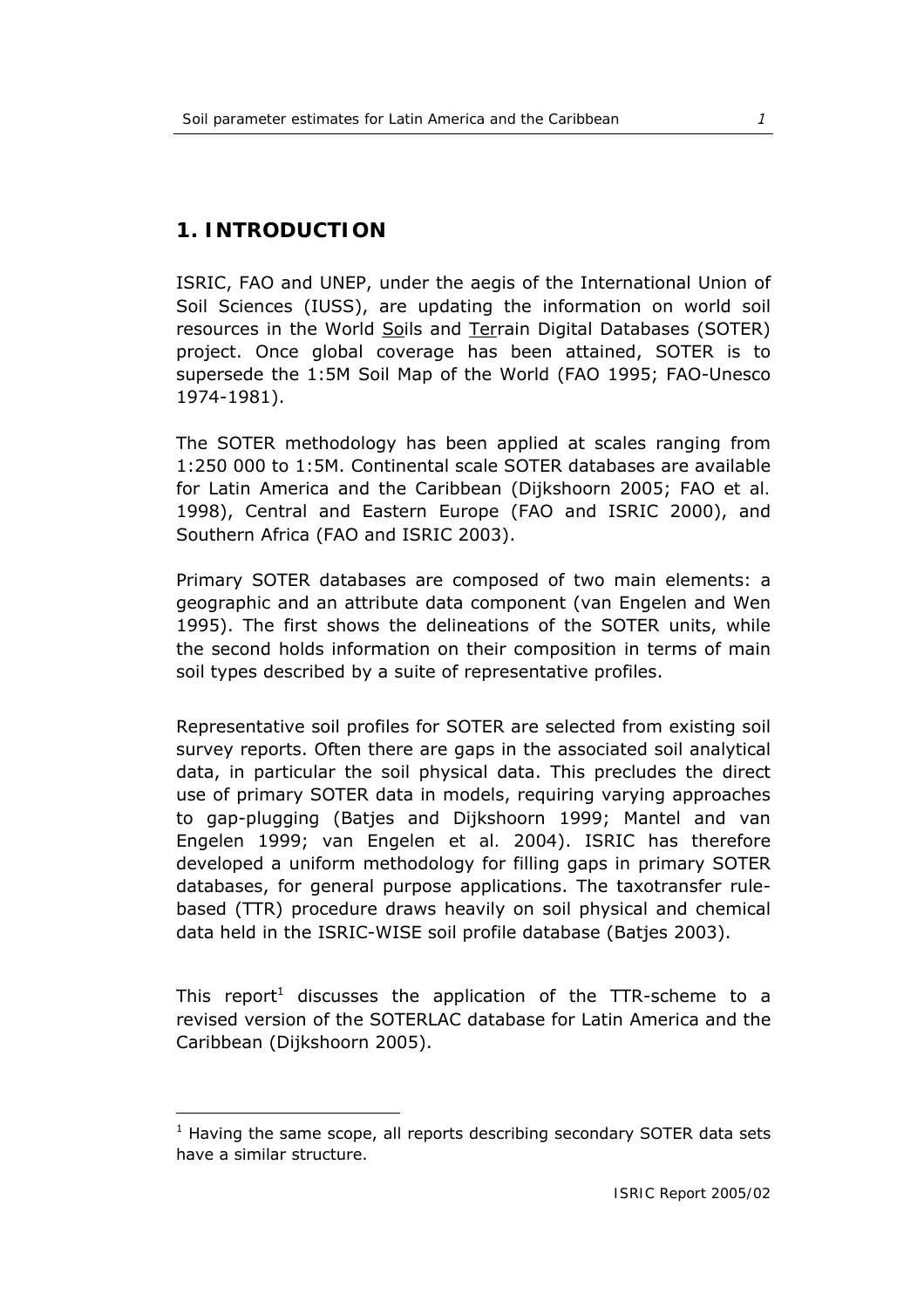# 1. INTRODUCTION

ISRIC, FAO and UNEP, under the aegis of the International Union of Soil Sciences (IUSS), are updating the information on world soil resources in the World Soils and Terrain Digital Databases (SOTER) project. Once global coverage has been attained, SOTER is to supersede the 1:5M Soil Map of the World (FAO 1995; FAO-Unesco 1974-1981).

The SOTER methodology has been applied at scales ranging from 1:250 000 to 1:5M. Continental scale SOTER databases are available for Latin America and the Caribbean (Dijkshoorn 2005; FAO et al. 1998), Central and Eastern Europe (FAO and ISRIC 2000), and Southern Africa (FAO and ISRIC 2003).

Primary SOTER databases are composed of two main elements: a geographic and an attribute data component (van Engelen and Wen 1995). The first shows the delineations of the SOTER units, while the second holds information on their composition in terms of main soil types described by a suite of representative profiles.

Representative soil profiles for SOTER are selected from existing soil survey reports. Often there are gaps in the associated soil analytical data, in particular the soil physical data. This precludes the direct use of primary SOTER data in models, requiring varying approaches to gap-plugging (Batjes and Dijkshoorn 1999; Mantel and van Engelen 1999; van Engelen et al. 2004). ISRIC has therefore developed a uniform methodology for filling gaps in primary SOTER databases, for general purpose applications. The taxotransfer rule-based (TTR) procedure draws heavily on soil physical and chemical data held in the ISRIC-WISE soil profile database (Batjes 2003).

This report[1] discusses the application of the TTR-scheme to a revised version of the SOTERLAC database for Latin America and the Caribbean (Dijkshoorn 2005).

[1] Having the same scope, all reports describing secondary SOTER data sets have a similar structure.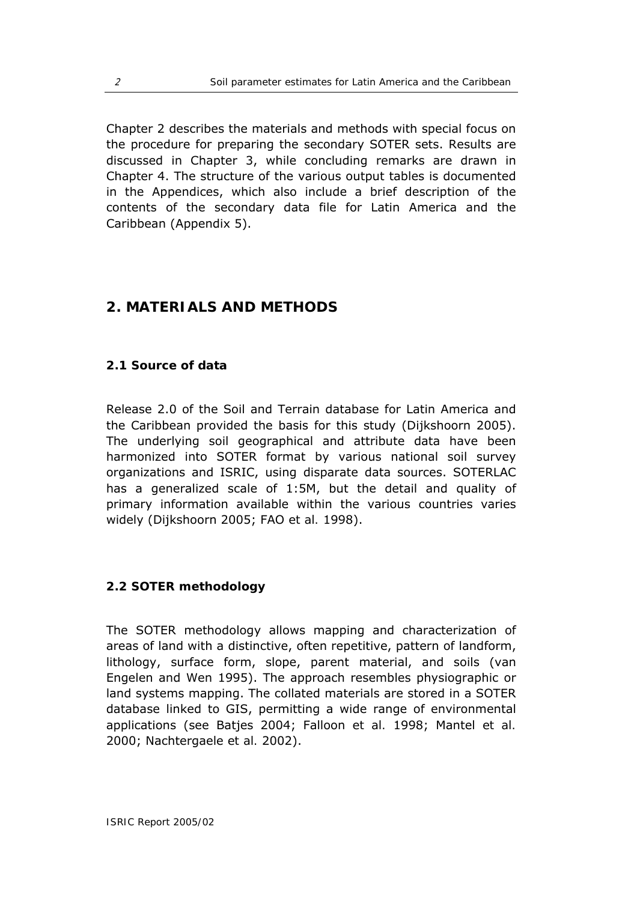Chapter 2 describes the materials and methods with special focus on the procedure for preparing the secondary SOTER sets. Results are discussed in Chapter 3, while concluding remarks are drawn in Chapter 4. The structure of the various output tables is documented in the Appendices, which also include a brief description of the contents of the secondary data file for Latin America and the Caribbean (Appendix 5).

# 2. MATERIALS AND METHODS

## 2.1 Source of data

Release 2.0 of the Soil and Terrain database for Latin America and the Caribbean provided the basis for this study (Dijkshoorn 2005). The underlying soil geographical and attribute data have been harmonized into SOTER format by various national soil survey organizations and ISRIC, using disparate data sources. SOTERLAC has a generalized scale of 1:5M, but the detail and quality of primary information available within the various countries varies widely (Dijkshoorn 2005; FAO et al. 1998).

## 2.2 SOTER methodology

The SOTER methodology allows mapping and characterization of areas of land with a distinctive, often repetitive, pattern of landform, lithology, surface form, slope, parent material, and soils (van Engelen and Wen 1995). The approach resembles physiographic or land systems mapping. The collated materials are stored in a SOTER database linked to GIS, permitting a wide range of environmental applications (see Batjes 2004; Falloon et al. 1998; Mantel et al. 2000; Nachtergaele et al. 2002).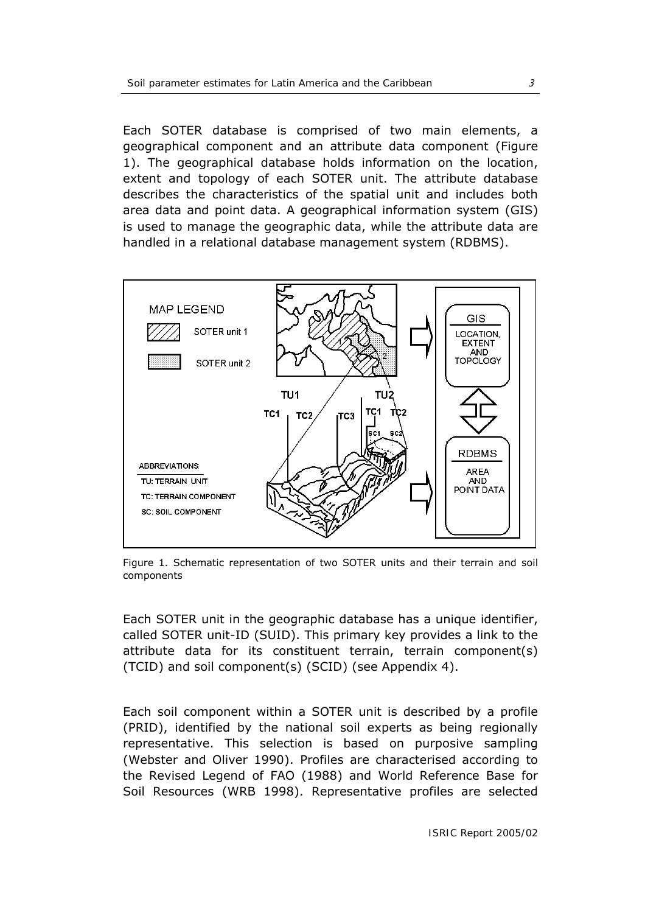Each SOTER database is comprised of two main elements, a geographical component and an attribute data component (Figure 1). The geographical database holds information on the location, extent and topology of each SOTER unit. The attribute database describes the characteristics of the spatial unit and includes both area data and point data. A geographical information system (GIS) is used to manage the geographic data, while the attribute data are handled in a relational database management system (RDBMS).

Figure 1. Schematic representation of two SOTER units and their terrain and soil components

Each SOTER unit in the geographic database has a unique identifier, called SOTER unit-ID (SUID). This primary key provides a link to the attribute data for its constituent terrain, terrain component(s) (TCID) and soil component(s) (SCID) (see Appendix 4).

Each soil component within a SOTER unit is described by a profile (PRID), identified by the national soil experts as being regionally representative. This selection is based on purposive sampling (Webster and Oliver 1990). Profiles are characterised according to the Revised Legend of FAO (1988) and World Reference Base for Soil Resources (WRB 1998). Representative profiles are selected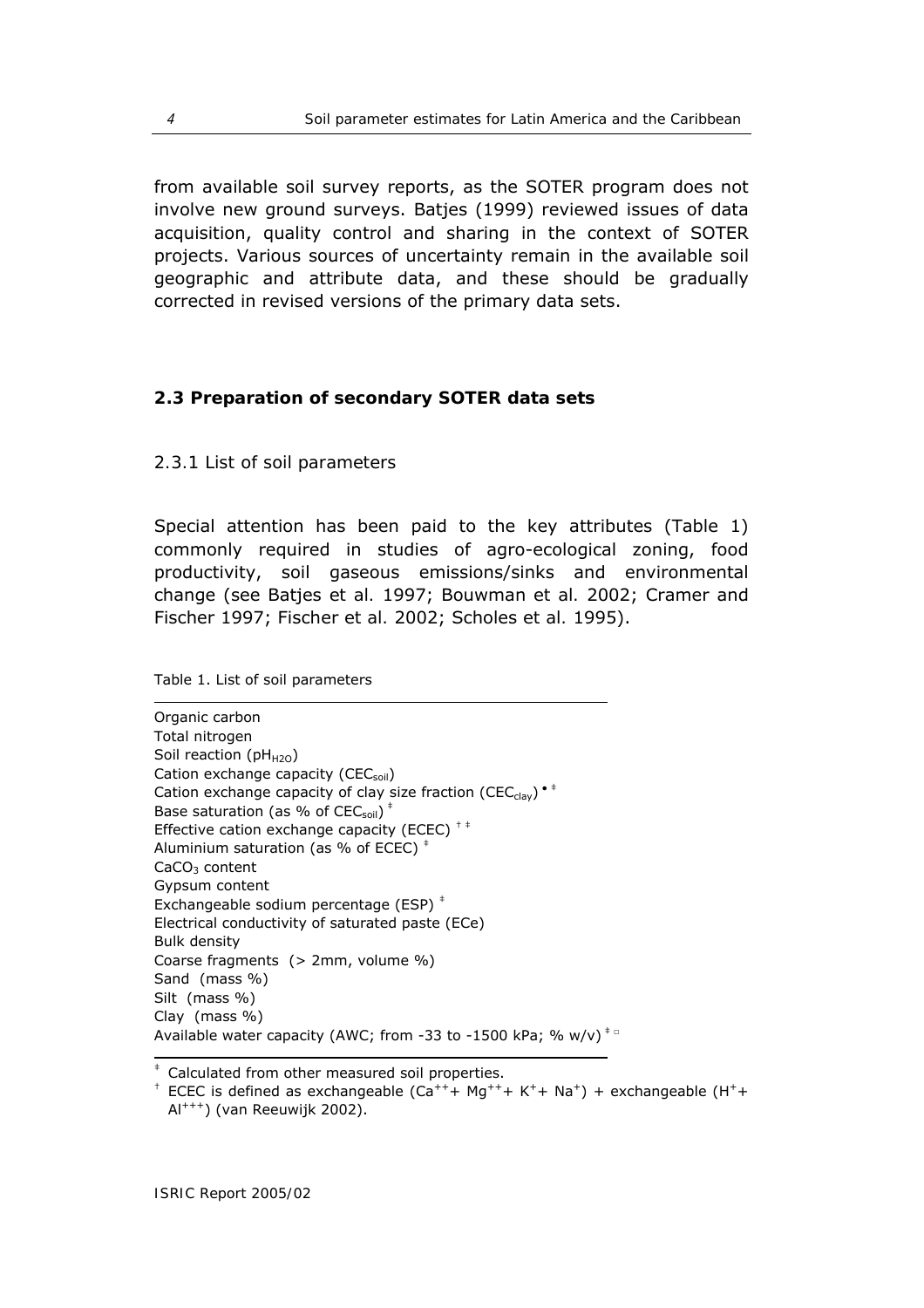from available soil survey reports, as the SOTER program does not involve new ground surveys. Batjes (1999) reviewed issues of data acquisition, quality control and sharing in the context of SOTER projects. Various sources of uncertainty remain in the available soil geographic and attribute data, and these should be gradually corrected in revised versions of the primary data sets.

## 2.3 Preparation of secondary SOTER data sets

### 2.3.1 List of soil parameters

Special attention has been paid to the key attributes (Table 1) commonly required in studies of agro-ecological zoning, food productivity, soil gaseous emissions/sinks and environmental change (see Batjes et al. 1997; Bouwman et al. 2002; Cramer and Fischer 1997; Fischer et al. 2002; Scholes et al. 1995).

Table 1. List of soil parameters

| |
|---|
| Organic carbon |
| Total nitrogen |
| Soil reaction ($pH_{H2O}$) |
| Cation exchange capacity ($CEC_{soil}$) |
| Cation exchange capacity of clay size fraction ($CEC_{clay}$) [•, ‡] |
| Base saturation (as % of $CEC_{soil}$) [‡] |
| Effective cation exchange capacity (ECEC) [†, ‡] |
| Aluminium saturation (as % of ECEC) [‡] |
| $CaCO_3$ content |
| Gypsum content |
| Exchangeable sodium percentage (ESP) [‡] |
| Electrical conductivity of saturated paste (ECe) |
| Bulk density |
| Coarse fragments (> 2mm, volume %) |
| Sand (mass %) |
| Silt (mass %) |
| Clay (mass %) |
| Available water capacity (AWC; from -33 to -1500 kPa; % w/v) [‡, □] |

[‡] Calculated from other measured soil properties.

[†] ECEC is defined as exchangeable ($Ca^{++}$+ $Mg^{++}$+ $K^{+}$+ $Na^{+}$) + exchangeable ($H^{+}$+ $Al^{+++}$) (van Reeuwijk 2002).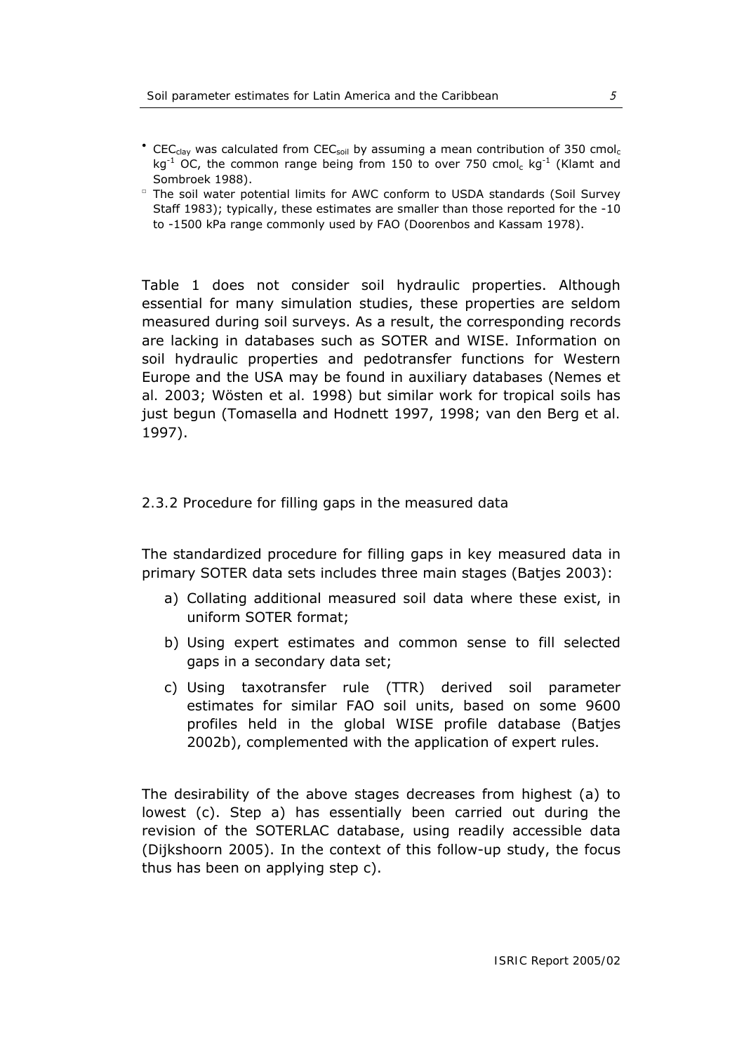- • $CEC_{clay}$ was calculated from $CEC_{soil}$ by assuming a mean contribution of 350 $cmol_c$ $kg^{-1}$ OC, the common range being from 150 to over 750 $cmol_c$ $kg^{-1}$ (Klamt and Sombroek 1988).
- ▫ The soil water potential limits for AWC conform to USDA standards (Soil Survey Staff 1983); typically, these estimates are smaller than those reported for the -10 to -1500 kPa range commonly used by FAO (Doorenbos and Kassam 1978).

Table 1 does not consider soil hydraulic properties. Although essential for many simulation studies, these properties are seldom measured during soil surveys. As a result, the corresponding records are lacking in databases such as SOTER and WISE. Information on soil hydraulic properties and pedotransfer functions for Western Europe and the USA may be found in auxiliary databases (Nemes et al. 2003; Wösten et al. 1998) but similar work for tropical soils has just begun (Tomasella and Hodnett 1997, 1998; van den Berg et al. 1997).

### 2.3.2 Procedure for filling gaps in the measured data

The standardized procedure for filling gaps in key measured data in primary SOTER data sets includes three main stages (Batjes 2003):

a) Collating additional measured soil data where these exist, in uniform SOTER format;

b) Using expert estimates and common sense to fill selected gaps in a secondary data set;

c) Using taxotransfer rule (TTR) derived soil parameter estimates for similar FAO soil units, based on some 9600 profiles held in the global WISE profile database (Batjes 2002b), complemented with the application of expert rules.

The desirability of the above stages decreases from highest (a) to lowest (c). Step a) has essentially been carried out during the revision of the SOTERLAC database, using readily accessible data (Dijkshoorn 2005). In the context of this follow-up study, the focus thus has been on applying step c).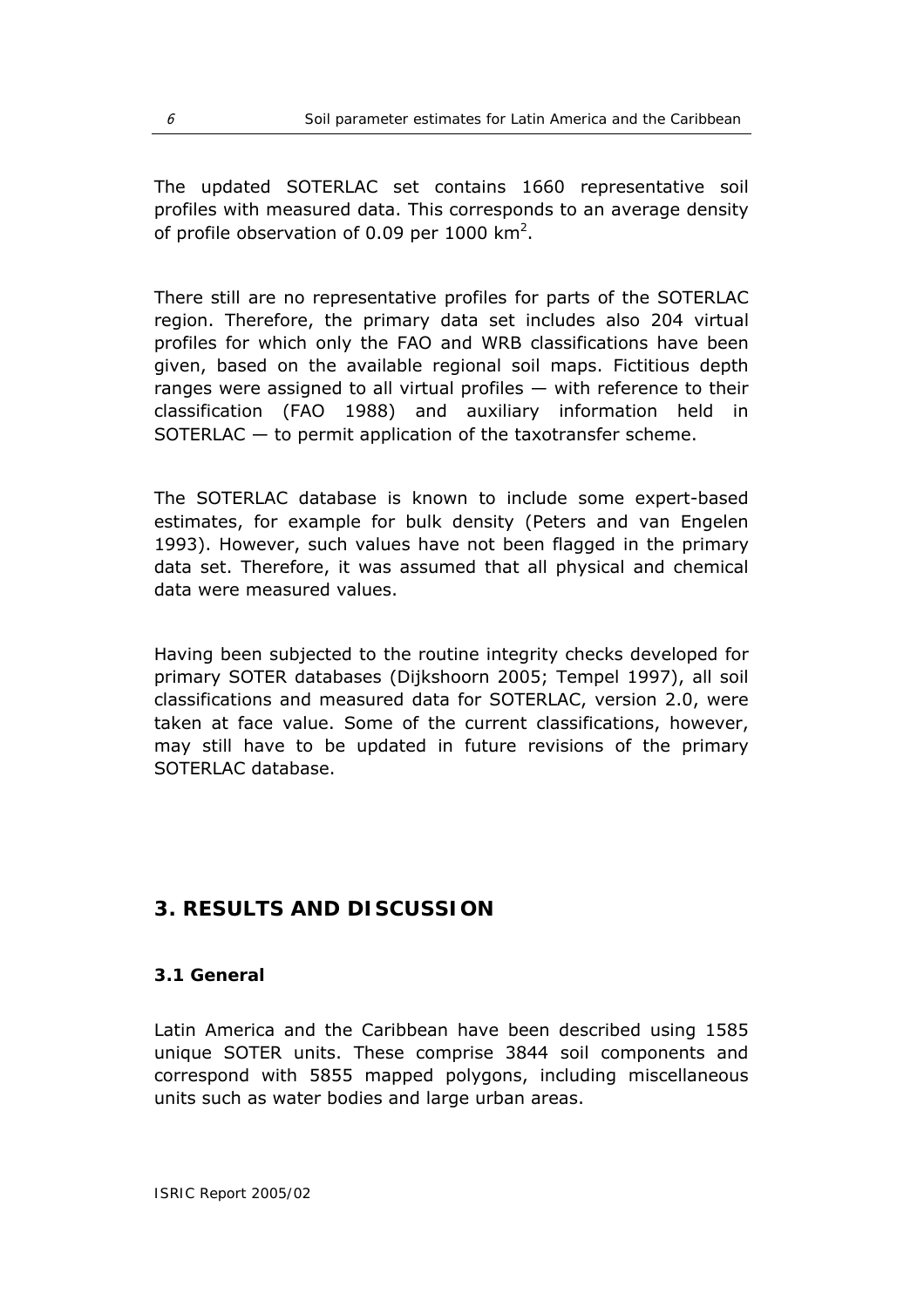The updated SOTERLAC set contains 1660 representative soil profiles with measured data. This corresponds to an average density of profile observation of 0.09 per 1000 $km^2$.

There still are no representative profiles for parts of the SOTERLAC region. Therefore, the primary data set includes also 204 virtual profiles for which only the FAO and WRB classifications have been given, based on the available regional soil maps. Fictitious depth ranges were assigned to all virtual profiles — with reference to their classification (FAO 1988) and auxiliary information held in SOTERLAC — to permit application of the taxotransfer scheme.

The SOTERLAC database is known to include some expert-based estimates, for example for bulk density (Peters and van Engelen 1993). However, such values have not been flagged in the primary data set. Therefore, it was assumed that all physical and chemical data were measured values.

Having been subjected to the routine integrity checks developed for primary SOTER databases (Dijkshoorn 2005; Tempel 1997), all soil classifications and measured data for SOTERLAC, version 2.0, were taken at face value. Some of the current classifications, however, may still have to be updated in future revisions of the primary SOTERLAC database.

# 3. RESULTS AND DISCUSSION

## 3.1 General

Latin America and the Caribbean have been described using 1585 unique SOTER units. These comprise 3844 soil components and correspond with 5855 mapped polygons, including miscellaneous units such as water bodies and large urban areas.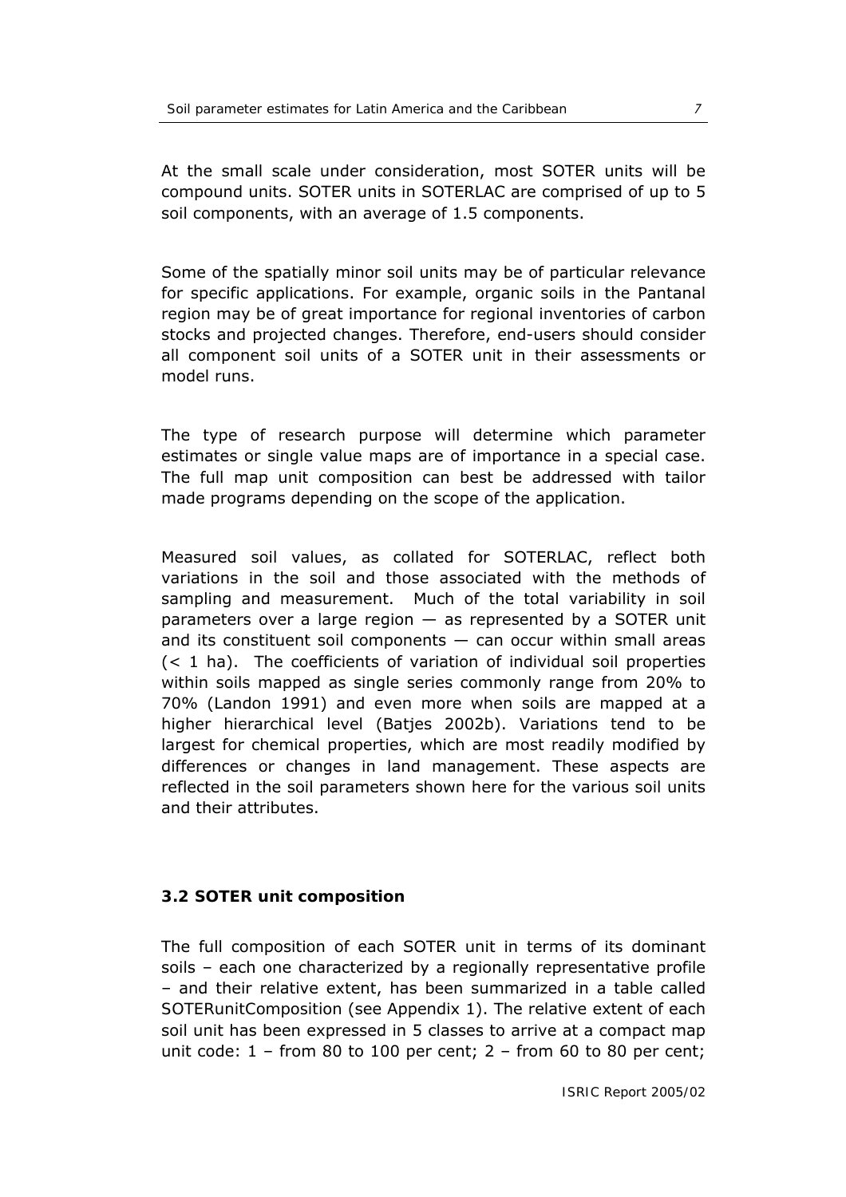At the small scale under consideration, most SOTER units will be compound units. SOTER units in SOTERLAC are comprised of up to 5 soil components, with an average of 1.5 components.

Some of the spatially minor soil units may be of particular relevance for specific applications. For example, organic soils in the Pantanal region may be of great importance for regional inventories of carbon stocks and projected changes. Therefore, end-users should consider all component soil units of a SOTER unit in their assessments or model runs.

The type of research purpose will determine which parameter estimates or single value maps are of importance in a special case. The full map unit composition can best be addressed with tailor made programs depending on the scope of the application.

Measured soil values, as collated for SOTERLAC, reflect both variations in the soil and those associated with the methods of sampling and measurement. Much of the total variability in soil parameters over a large region — as represented by a SOTER unit and its constituent soil components — can occur within small areas (< 1 ha). The coefficients of variation of individual soil properties within soils mapped as single series commonly range from 20% to 70% (Landon 1991) and even more when soils are mapped at a higher hierarchical level (Batjes 2002b). Variations tend to be largest for chemical properties, which are most readily modified by differences or changes in land management. These aspects are reflected in the soil parameters shown here for the various soil units and their attributes.

### 3.2 SOTER unit composition

The full composition of each SOTER unit in terms of its dominant soils – each one characterized by a regionally representative profile – and their relative extent, has been summarized in a table called SOTERunitComposition (see Appendix 1). The relative extent of each soil unit has been expressed in 5 classes to arrive at a compact map unit code: 1 – from 80 to 100 per cent; 2 – from 60 to 80 per cent;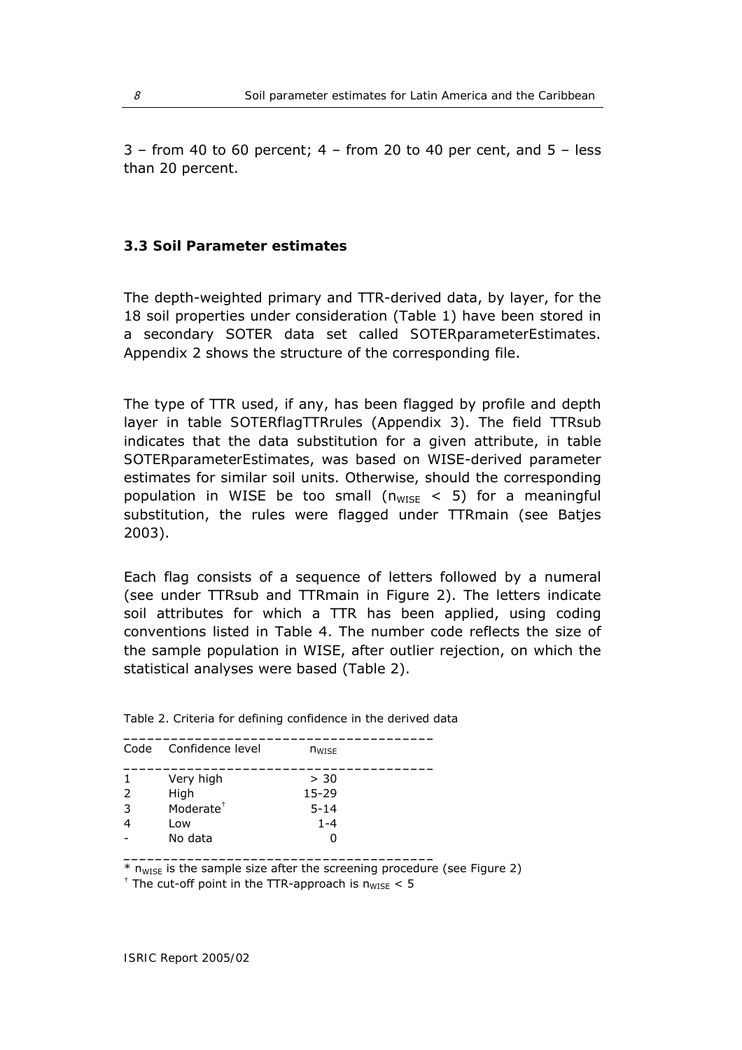3 – from 40 to 60 percent; 4 – from 20 to 40 per cent, and 5 – less than 20 percent.

### 3.3 Soil Parameter estimates

The depth-weighted primary and TTR-derived data, by layer, for the 18 soil properties under consideration (Table 1) have been stored in a secondary SOTER data set called SOTERparameterEstimates. Appendix 2 shows the structure of the corresponding file.

The type of TTR used, if any, has been flagged by profile and depth layer in table SOTERflagTTRrules (Appendix 3). The field TTRsub indicates that the data substitution for a given attribute, in table SOTERparameterEstimates, was based on WISE-derived parameter estimates for similar soil units. Otherwise, should the corresponding population in WISE be too small ($n_{WISE}$ < 5) for a meaningful substitution, the rules were flagged under TTRmain (see Batjes 2003).

Each flag consists of a sequence of letters followed by a numeral (see under TTRsub and TTRmain in Figure 2). The letters indicate soil attributes for which a TTR has been applied, using coding conventions listed in Table 4. The number code reflects the size of the sample population in WISE, after outlier rejection, on which the statistical analyses were based (Table 2).

Table 2. Criteria for defining confidence in the derived data

| Code | Confidence level | $n_{WISE}$ |
|---|---|---|
| 1 | Very high | > 30 |
| 2 | High | 15-29 |
| 3 | Moderate[†] | 5-14 |
| 4 | Low | 1-4 |
| - | No data | 0 |

\* $n_{WISE}$ is the sample size after the screening procedure (see Figure 2)

[†] The cut-off point in the TTR-approach is $n_{WISE}$ < 5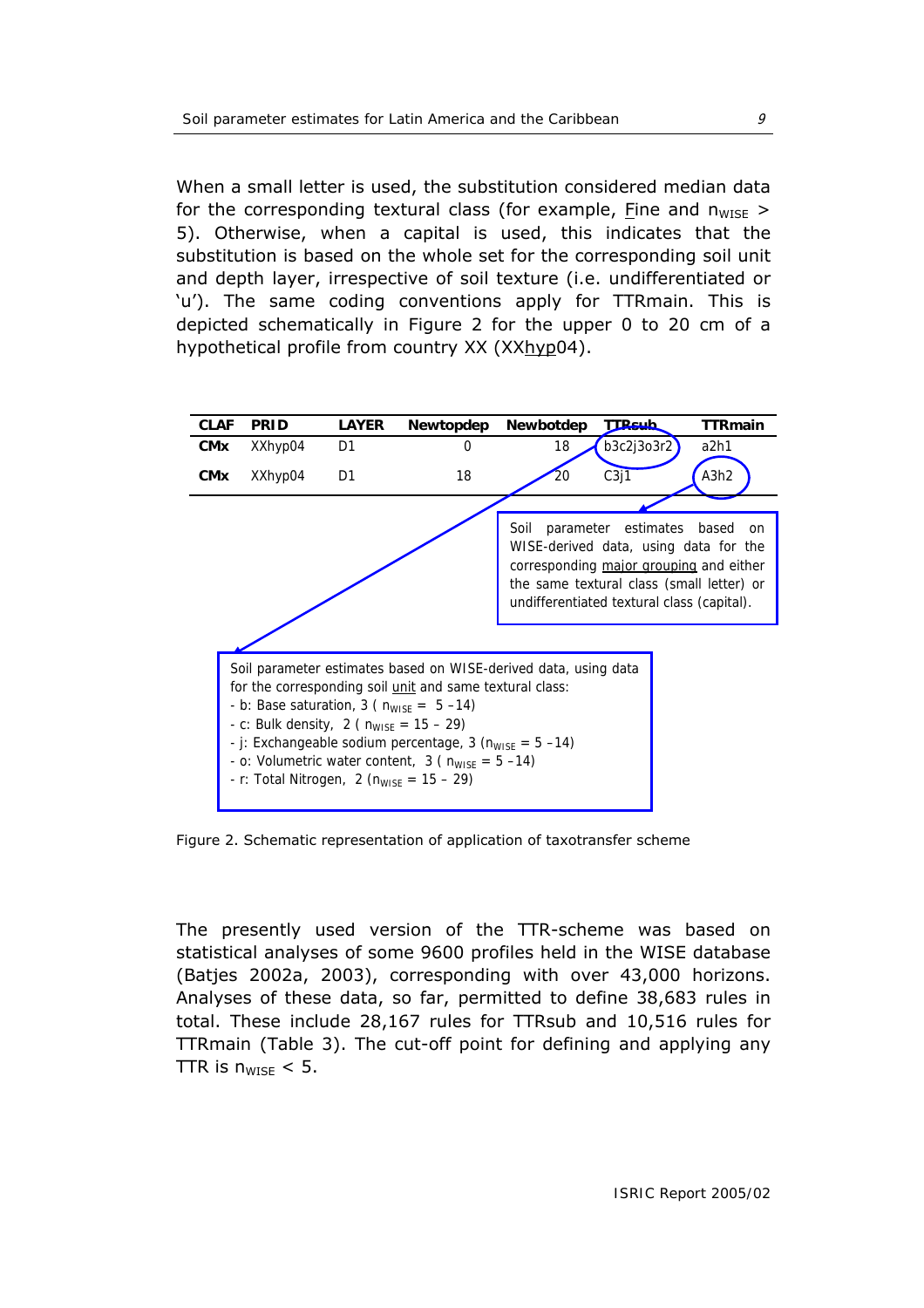When a small letter is used, the substitution considered median data for the corresponding textural class (for example, Fine and $n_{WISE}$ > 5). Otherwise, when a capital is used, this indicates that the substitution is based on the whole set for the corresponding soil unit and depth layer, irrespective of soil texture (i.e. undifferentiated or 'u'). The same coding conventions apply for TTRmain. This is depicted schematically in Figure 2 for the upper 0 to 20 cm of a hypothetical profile from country XX (XXhyp04).

| CLAF | PRID | LAYER | Newtopdep | Newbotdep | TTRsub | TTRmain |
|---|---|---|---|---|---|---|
| CMx | XXhyp04 | D1 | 0 | 18 | b3c2j3o3r2 | a2h1 |
| CMx | XXhyp04 | D1 | 18 | 20 | C3j1 | A3h2 |

Soil parameter estimates based on WISE-derived data, using data for the corresponding major grouping and either the same textural class (small letter) or undifferentiated textural class (capital).

Soil parameter estimates based on WISE-derived data, using data for the corresponding soil unit and same textural class:
- b: Base saturation, 3 ( $n_{WISE}$ = 5 –14)
- c: Bulk density, 2 ( $n_{WISE}$ = 15 – 29)
- j: Exchangeable sodium percentage, 3 ($n_{WISE}$ = 5 –14)
- o: Volumetric water content, 3 ( $n_{WISE}$ = 5 –14)
- r: Total Nitrogen, 2 ($n_{WISE}$ = 15 – 29)

Figure 2. Schematic representation of application of taxotransfer scheme

The presently used version of the TTR-scheme was based on statistical analyses of some 9600 profiles held in the WISE database (Batjes 2002a, 2003), corresponding with over 43,000 horizons. Analyses of these data, so far, permitted to define 38,683 rules in total. These include 28,167 rules for TTRsub and 10,516 rules for TTRmain (Table 3). The cut-off point for defining and applying any TTR is $n_{WISE}$ < 5.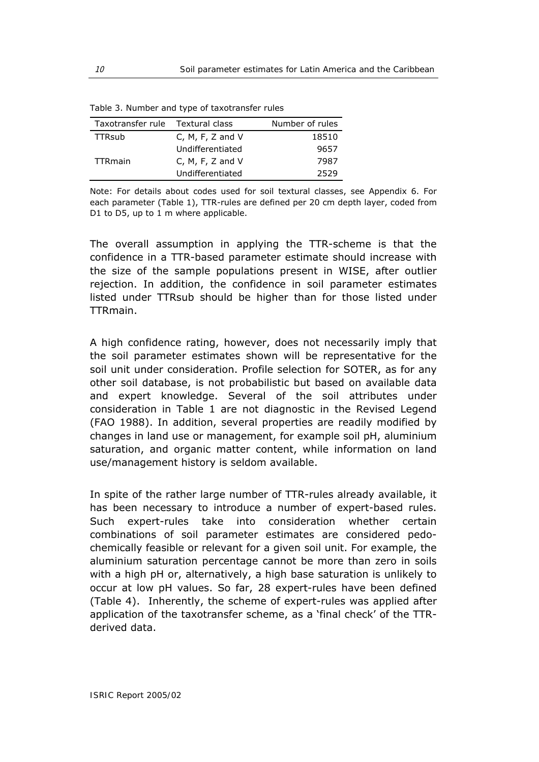Table 3. Number and type of taxotransfer rules

| Taxotransfer rule | Textural class | Number of rules |
|---|---|---|
| TTRsub | C, M, F, Z and V | 18510 |
| | Undifferentiated | 9657 |
| TTRmain | C, M, F, Z and V | 7987 |
| | Undifferentiated | 2529 |

Note: For details about codes used for soil textural classes, see Appendix 6. For each parameter (Table 1), TTR-rules are defined per 20 cm depth layer, coded from D1 to D5, up to 1 m where applicable.

The overall assumption in applying the TTR-scheme is that the confidence in a TTR-based parameter estimate should increase with the size of the sample populations present in WISE, after outlier rejection. In addition, the confidence in soil parameter estimates listed under TTRsub should be higher than for those listed under TTRmain.

A high confidence rating, however, does not necessarily imply that the soil parameter estimates shown will be representative for the soil unit under consideration. Profile selection for SOTER, as for any other soil database, is not probabilistic but based on available data and expert knowledge. Several of the soil attributes under consideration in Table 1 are not diagnostic in the Revised Legend (FAO 1988). In addition, several properties are readily modified by changes in land use or management, for example soil pH, aluminium saturation, and organic matter content, while information on land use/management history is seldom available.

In spite of the rather large number of TTR-rules already available, it has been necessary to introduce a number of expert-based rules. Such expert-rules take into consideration whether certain combinations of soil parameter estimates are considered pedo-chemically feasible or relevant for a given soil unit. For example, the aluminium saturation percentage cannot be more than zero in soils with a high pH or, alternatively, a high base saturation is unlikely to occur at low pH values. So far, 28 expert-rules have been defined (Table 4). Inherently, the scheme of expert-rules was applied after application of the taxotransfer scheme, as a 'final check' of the TTR-derived data.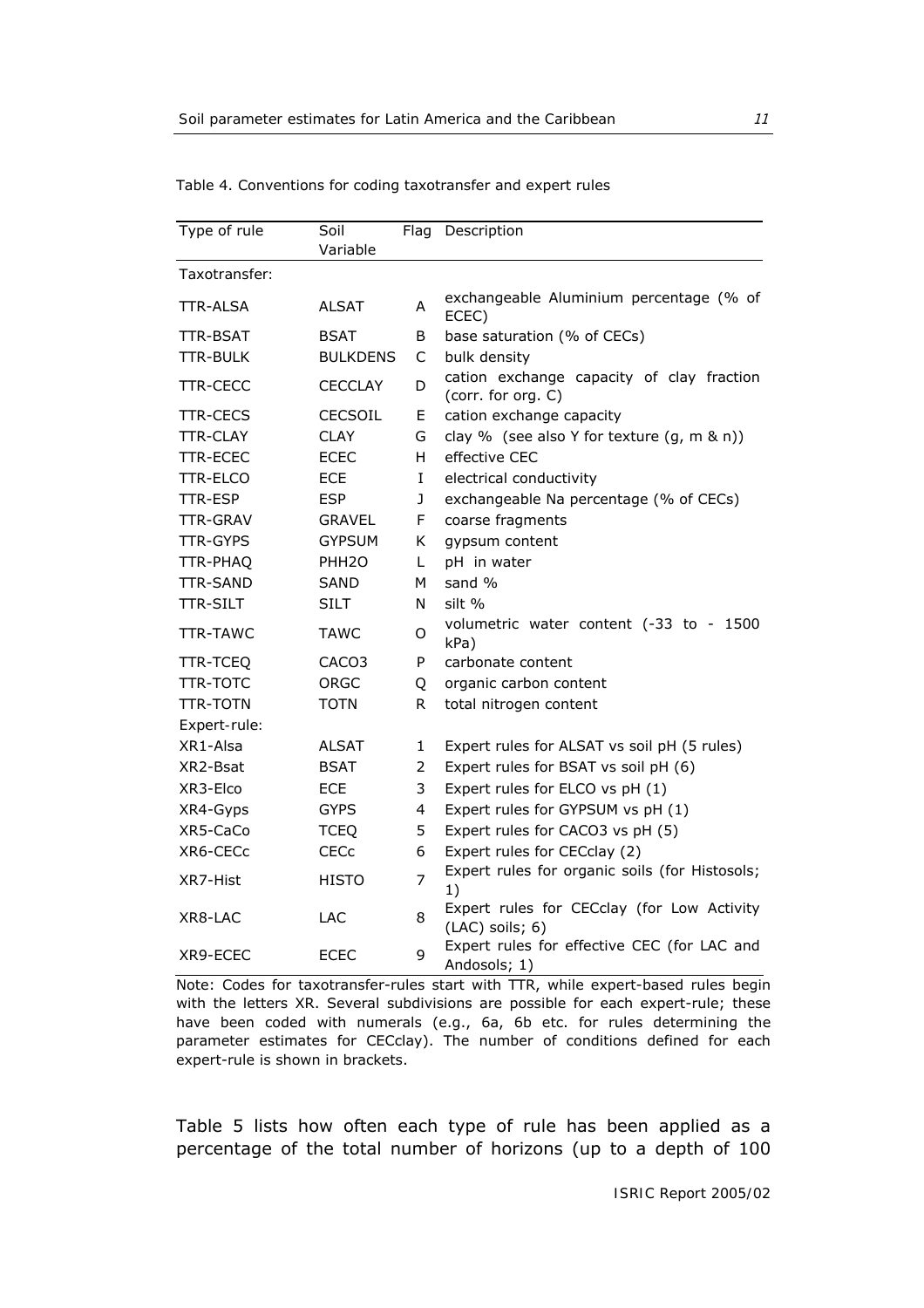Table 4. Conventions for coding taxotransfer and expert rules

| Type of rule | Soil Variable | Flag | Description |
|---|---|---|---|
| Taxotransfer: | | | |
| TTR-ALSA | ALSAT | A | exchangeable Aluminium percentage (% of ECEC) |
| TTR-BSAT | BSAT | B | base saturation (% of CECs) |
| TTR-BULK | BULKDENS | C | bulk density |
| TTR-CECC | CECCLAY | D | cation exchange capacity of clay fraction (corr. for org. C) |
| TTR-CECS | CECSOIL | E | cation exchange capacity |
| TTR-CLAY | CLAY | G | clay % (see also Y for texture (g, m & n)) |
| TTR-ECEC | ECEC | H | effective CEC |
| TTR-ELCO | ECE | I | electrical conductivity |
| TTR-ESP | ESP | J | exchangeable Na percentage (% of CECs) |
| TTR-GRAV | GRAVEL | F | coarse fragments |
| TTR-GYPS | GYPSUM | K | gypsum content |
| TTR-PHAQ | PHH2O | L | pH in water |
| TTR-SAND | SAND | M | sand % |
| TTR-SILT | SILT | N | silt % |
| TTR-TAWC | TAWC | O | volumetric water content (-33 to - 1500 kPa) |
| TTR-TCEQ | CACO3 | P | carbonate content |
| TTR-TOTC | ORGC | Q | organic carbon content |
| TTR-TOTN | TOTN | R | total nitrogen content |
| Expert-rule: | | | |
| XR1-Alsa | ALSAT | 1 | Expert rules for ALSAT vs soil pH (5 rules) |
| XR2-Bsat | BSAT | 2 | Expert rules for BSAT vs soil pH (6) |
| XR3-Elco | ECE | 3 | Expert rules for ELCO vs pH (1) |
| XR4-Gyps | GYPS | 4 | Expert rules for GYPSUM vs pH (1) |
| XR5-CaCo | TCEQ | 5 | Expert rules for CACO3 vs pH (5) |
| XR6-CECc | CECc | 6 | Expert rules for CECclay (2) |
| XR7-Hist | HISTO | 7 | Expert rules for organic soils (for Histosols; 1) |
| XR8-LAC | LAC | 8 | Expert rules for CECclay (for Low Activity (LAC) soils; 6) |
| XR9-ECEC | ECEC | 9 | Expert rules for effective CEC (for LAC and Andosols; 1) |

Note: Codes for taxotransfer-rules start with TTR, while expert-based rules begin with the letters XR. Several subdivisions are possible for each expert-rule; these have been coded with numerals (e.g., 6a, 6b etc. for rules determining the parameter estimates for CECclay). The number of conditions defined for each expert-rule is shown in brackets.

Table 5 lists how often each type of rule has been applied as a percentage of the total number of horizons (up to a depth of 100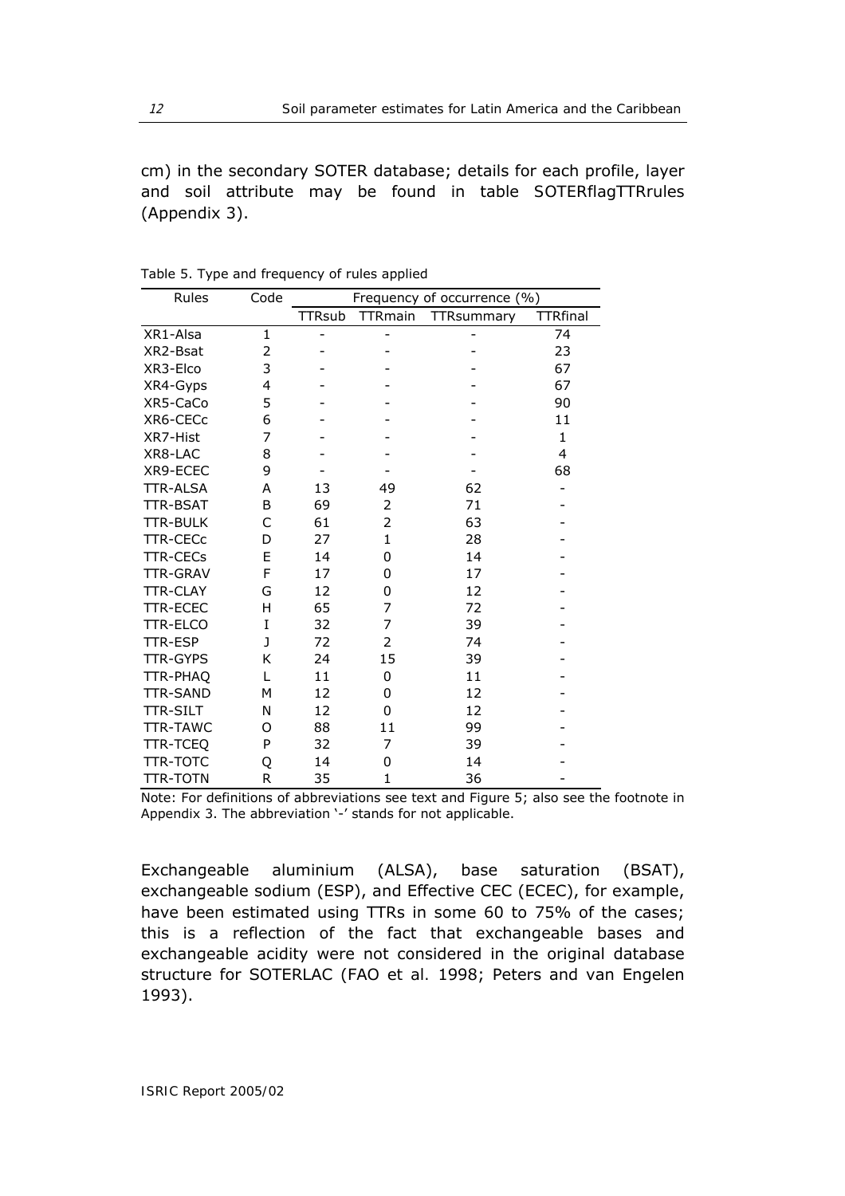cm) in the secondary SOTER database; details for each profile, layer and soil attribute may be found in table SOTERflagTTRrules (Appendix 3).

Table 5. Type and frequency of rules applied

| Rules | Code | Frequency of occurrence (%) | | | |
|---|---|---|---|---|---|
| | | TTRsub | TTRmain | TTRsummary | TTRfinal |
| XR1-Alsa | 1 | - | - | - | 74 |
| XR2-Bsat | 2 | - | - | - | 23 |
| XR3-Elco | 3 | - | - | - | 67 |
| XR4-Gyps | 4 | - | - | - | 67 |
| XR5-CaCo | 5 | - | - | - | 90 |
| XR6-CECc | 6 | - | - | - | 11 |
| XR7-Hist | 7 | - | - | - | 1 |
| XR8-LAC | 8 | - | - | - | 4 |
| XR9-ECEC | 9 | - | - | - | 68 |
| TTR-ALSA | A | 13 | 49 | 62 | - |
| TTR-BSAT | B | 69 | 2 | 71 | - |
| TTR-BULK | C | 61 | 2 | 63 | - |
| TTR-CECc | D | 27 | 1 | 28 | - |
| TTR-CECs | E | 14 | 0 | 14 | - |
| TTR-GRAV | F | 17 | 0 | 17 | - |
| TTR-CLAY | G | 12 | 0 | 12 | - |
| TTR-ECEC | H | 65 | 7 | 72 | - |
| TTR-ELCO | I | 32 | 7 | 39 | - |
| TTR-ESP | J | 72 | 2 | 74 | - |
| TTR-GYPS | K | 24 | 15 | 39 | - |
| TTR-PHAQ | L | 11 | 0 | 11 | - |
| TTR-SAND | M | 12 | 0 | 12 | - |
| TTR-SILT | N | 12 | 0 | 12 | - |
| TTR-TAWC | O | 88 | 11 | 99 | - |
| TTR-TCEQ | P | 32 | 7 | 39 | - |
| TTR-TOTC | Q | 14 | 0 | 14 | - |
| TTR-TOTN | R | 35 | 1 | 36 | - |

Note: For definitions of abbreviations see text and Figure 5; also see the footnote in Appendix 3. The abbreviation '-' stands for not applicable.

Exchangeable aluminium (ALSA), base saturation (BSAT), exchangeable sodium (ESP), and Effective CEC (ECEC), for example, have been estimated using TTRs in some 60 to 75% of the cases; this is a reflection of the fact that exchangeable bases and exchangeable acidity were not considered in the original database structure for SOTERLAC (FAO et al. 1998; Peters and van Engelen 1993).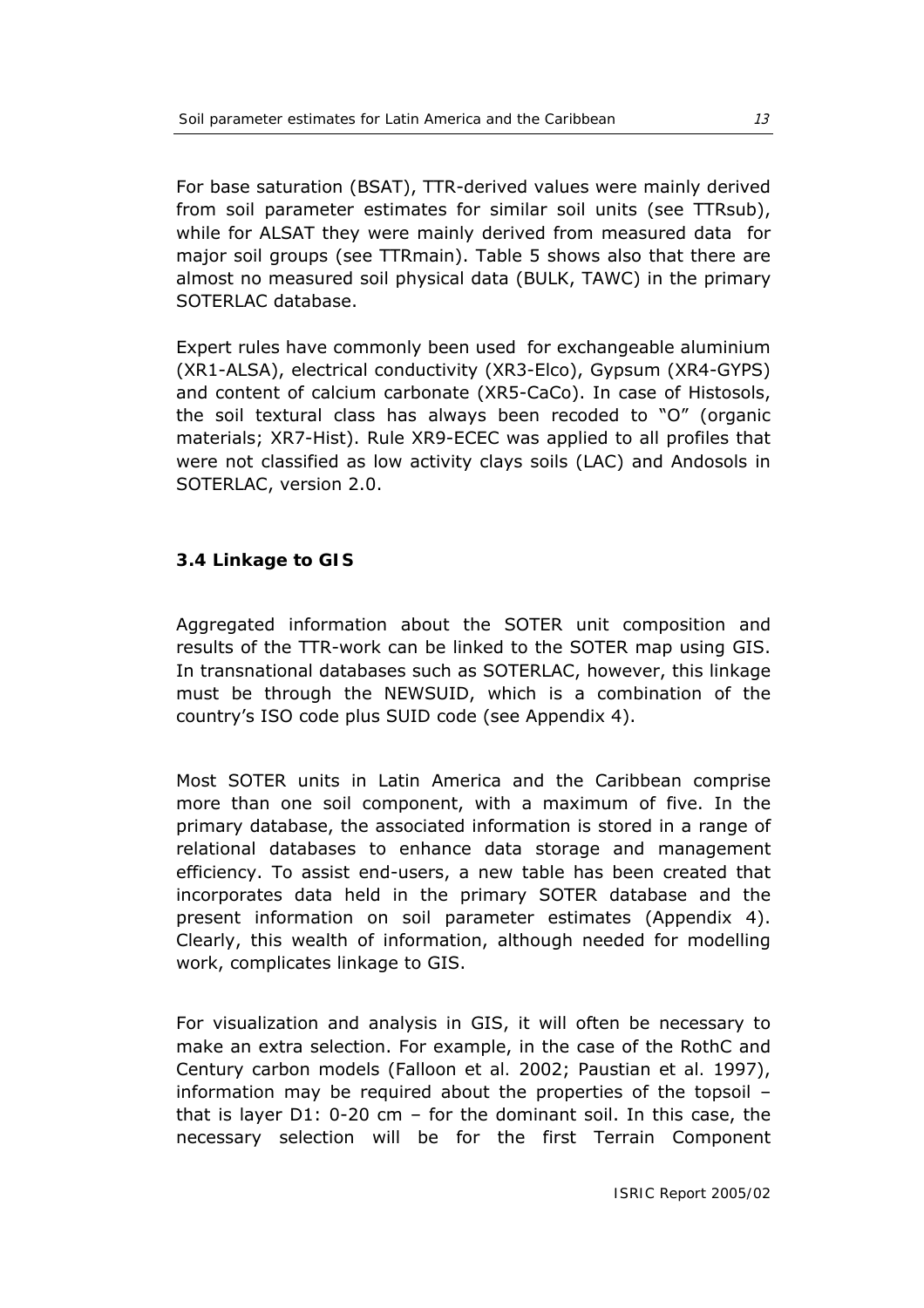For base saturation (BSAT), TTR-derived values were mainly derived from soil parameter estimates for similar soil units (see TTRsub), while for ALSAT they were mainly derived from measured data for major soil groups (see TTRmain). Table 5 shows also that there are almost no measured soil physical data (BULK, TAWC) in the primary SOTERLAC database.

Expert rules have commonly been used for exchangeable aluminium (XR1-ALSA), electrical conductivity (XR3-Elco), Gypsum (XR4-GYPS) and content of calcium carbonate (XR5-CaCo). In case of Histosols, the soil textural class has always been recoded to "O" (organic materials; XR7-Hist). Rule XR9-ECEC was applied to all profiles that were not classified as low activity clays soils (LAC) and Andosols in SOTERLAC, version 2.0.

### 3.4 Linkage to GIS

Aggregated information about the SOTER unit composition and results of the TTR-work can be linked to the SOTER map using GIS. In transnational databases such as SOTERLAC, however, this linkage must be through the NEWSUID, which is a combination of the country's ISO code plus SUID code (see Appendix 4).

Most SOTER units in Latin America and the Caribbean comprise more than one soil component, with a maximum of five. In the primary database, the associated information is stored in a range of relational databases to enhance data storage and management efficiency. To assist end-users, a new table has been created that incorporates data held in the primary SOTER database and the present information on soil parameter estimates (Appendix 4). Clearly, this wealth of information, although needed for modelling work, complicates linkage to GIS.

For visualization and analysis in GIS, it will often be necessary to make an extra selection. For example, in the case of the RothC and Century carbon models (Falloon et al. 2002; Paustian et al. 1997), information may be required about the properties of the topsoil – that is layer D1: 0-20 cm – for the dominant soil. In this case, the necessary selection will be for the first Terrain Component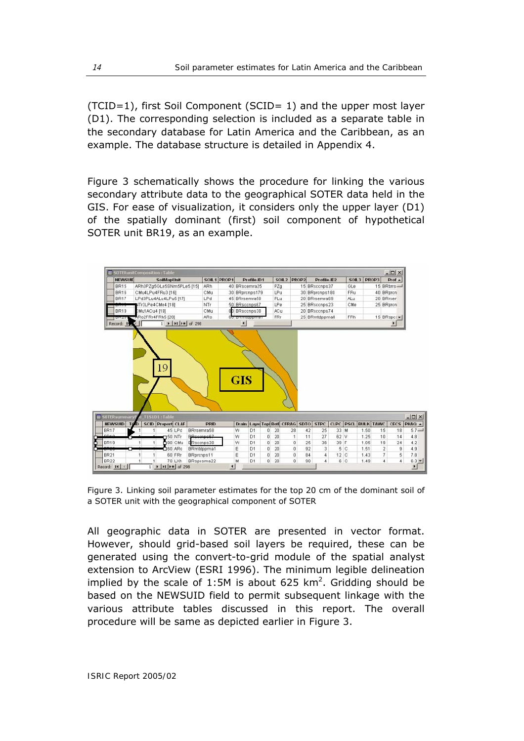(TCID=1), first Soil Component (SCID= 1) and the upper most layer (D1). The corresponding selection is included as a separate table in the secondary database for Latin America and the Caribbean, as an example. The database structure is detailed in Appendix 4.

Figure 3 schematically shows the procedure for linking the various secondary attribute data to the geographical SOTER data held in the GIS. For ease of visualization, it considers only the upper layer (D1) of the spatially dominant (first) soil component of hypothetical SOTER unit BR19, as an example.

Figure 3. Linking soil parameter estimates for the top 20 cm of the dominant soil of a SOTER unit with the geographical component of SOTER

All geographic data in SOTER are presented in vector format. However, should grid-based soil layers be required, these can be generated using the convert-to-grid module of the spatial analyst extension to ArcView (ESRI 1996). The minimum legible delineation implied by the scale of 1:5M is about 625 km$^2$. Gridding should be based on the NEWSUID field to permit subsequent linkage with the various attribute tables discussed in this report. The overall procedure will be same as depicted earlier in Figure 3.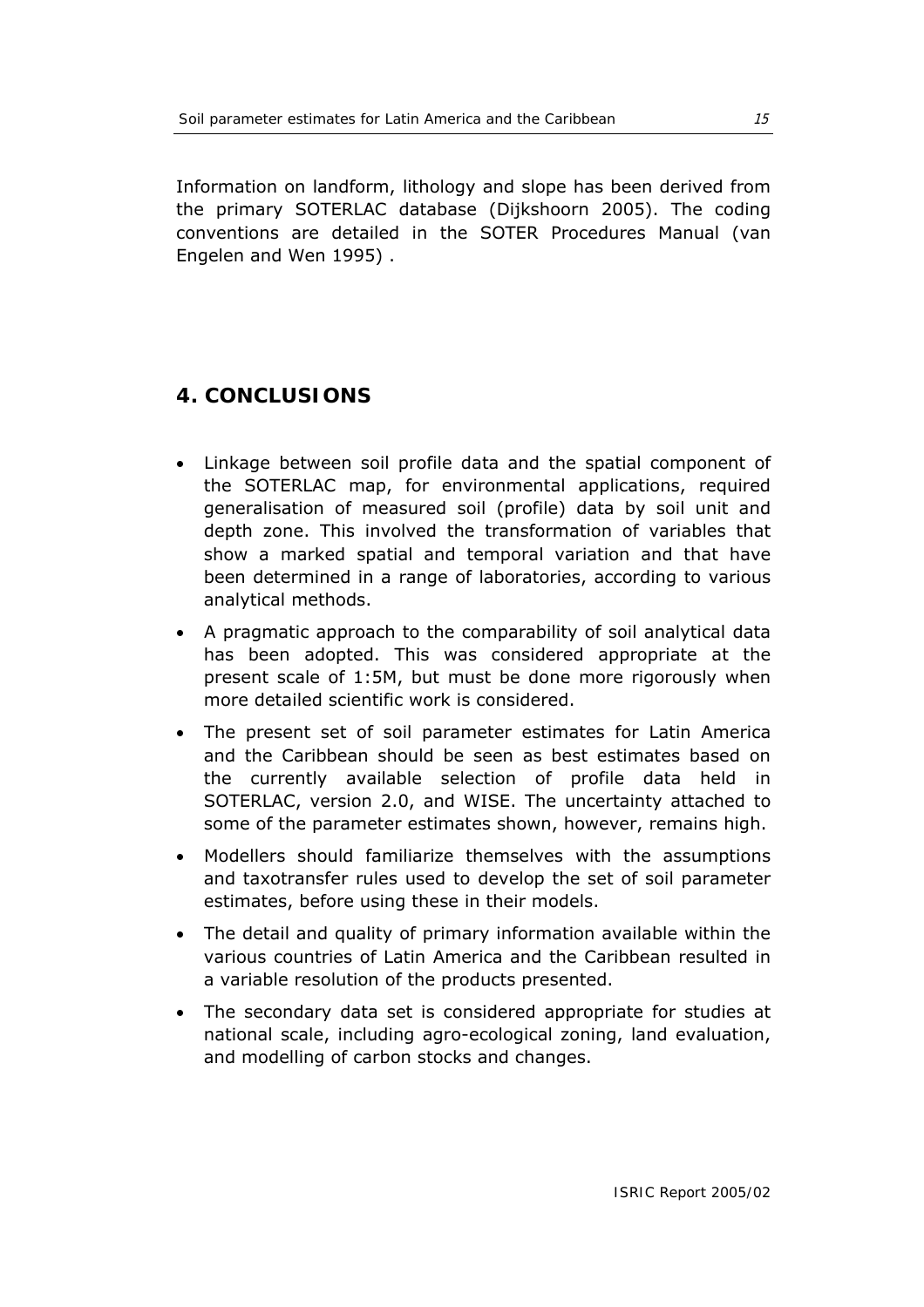Information on landform, lithology and slope has been derived from the primary SOTERLAC database (Dijkshoorn 2005). The coding conventions are detailed in the SOTER Procedures Manual (van Engelen and Wen 1995) .

# 4. CONCLUSIONS

- Linkage between soil profile data and the spatial component of the SOTERLAC map, for environmental applications, required generalisation of measured soil (profile) data by soil unit and depth zone. This involved the transformation of variables that show a marked spatial and temporal variation and that have been determined in a range of laboratories, according to various analytical methods.
- A pragmatic approach to the comparability of soil analytical data has been adopted. This was considered appropriate at the present scale of 1:5M, but must be done more rigorously when more detailed scientific work is considered.
- The present set of soil parameter estimates for Latin America and the Caribbean should be seen as best estimates based on the currently available selection of profile data held in SOTERLAC, version 2.0, and WISE. The uncertainty attached to some of the parameter estimates shown, however, remains high.
- Modellers should familiarize themselves with the assumptions and taxotransfer rules used to develop the set of soil parameter estimates, before using these in their models.
- The detail and quality of primary information available within the various countries of Latin America and the Caribbean resulted in a variable resolution of the products presented.
- The secondary data set is considered appropriate for studies at national scale, including agro-ecological zoning, land evaluation, and modelling of carbon stocks and changes.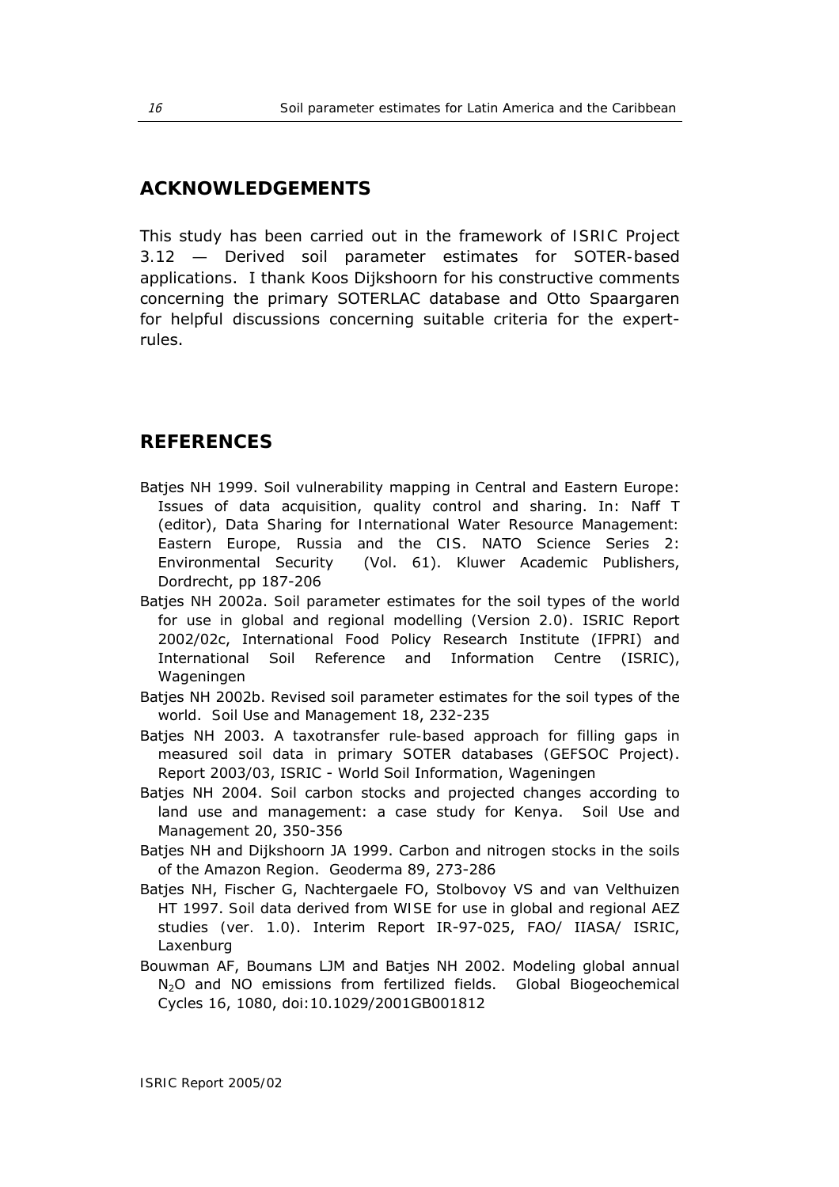## ACKNOWLEDGEMENTS

This study has been carried out in the framework of ISRIC Project 3.12 — Derived soil parameter estimates for SOTER-based applications. I thank Koos Dijkshoorn for his constructive comments concerning the primary SOTERLAC database and Otto Spaargaren for helpful discussions concerning suitable criteria for the expert-rules.

## REFERENCES

Batjes NH 1999. Soil vulnerability mapping in Central and Eastern Europe: Issues of data acquisition, quality control and sharing. In: Naff T (editor), Data Sharing for International Water Resource Management: Eastern Europe, Russia and the CIS. NATO Science Series 2: Environmental Security (Vol. 61). Kluwer Academic Publishers, Dordrecht, pp 187-206

Batjes NH 2002a. Soil parameter estimates for the soil types of the world for use in global and regional modelling (Version 2.0). ISRIC Report 2002/02c, International Food Policy Research Institute (IFPRI) and International Soil Reference and Information Centre (ISRIC), Wageningen

Batjes NH 2002b. Revised soil parameter estimates for the soil types of the world. Soil Use and Management 18, 232-235

Batjes NH 2003. A taxotransfer rule-based approach for filling gaps in measured soil data in primary SOTER databases (GEFSOC Project). Report 2003/03, ISRIC - World Soil Information, Wageningen

Batjes NH 2004. Soil carbon stocks and projected changes according to land use and management: a case study for Kenya. Soil Use and Management 20, 350-356

Batjes NH and Dijkshoorn JA 1999. Carbon and nitrogen stocks in the soils of the Amazon Region. Geoderma 89, 273-286

Batjes NH, Fischer G, Nachtergaele FO, Stolbovoy VS and van Velthuizen HT 1997. Soil data derived from WISE for use in global and regional AEZ studies (ver. 1.0). Interim Report IR-97-025, FAO/ IIASA/ ISRIC, Laxenburg

Bouwman AF, Boumans LJM and Batjes NH 2002. Modeling global annual $N_2O$ and NO emissions from fertilized fields. Global Biogeochemical Cycles 16, 1080, doi:10.1029/2001GB001812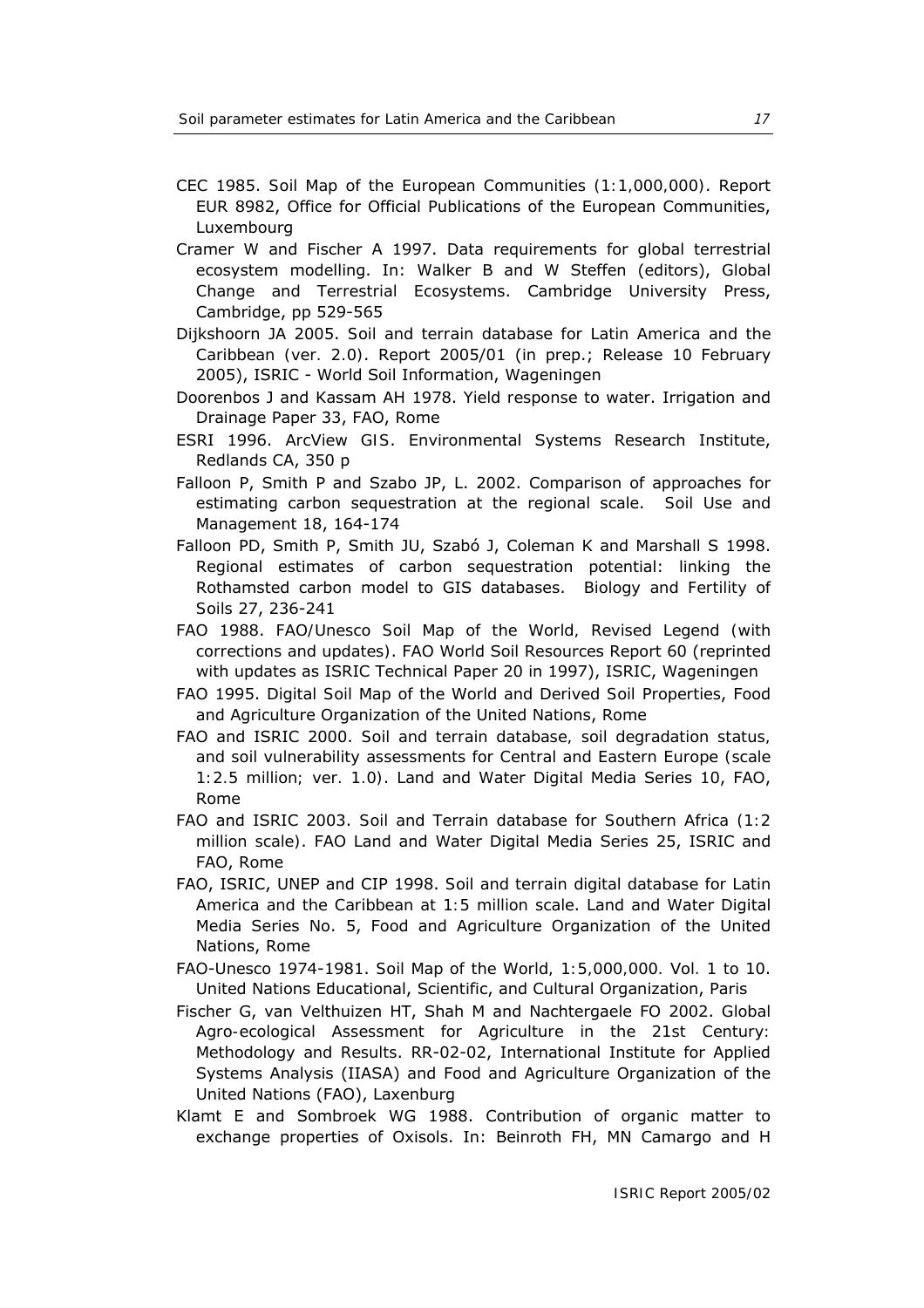CEC 1985. Soil Map of the European Communities (1:1,000,000). Report EUR 8982, Office for Official Publications of the European Communities, Luxembourg

Cramer W and Fischer A 1997. Data requirements for global terrestrial ecosystem modelling. In: Walker B and W Steffen (editors), Global Change and Terrestrial Ecosystems. Cambridge University Press, Cambridge, pp 529-565

Dijkshoorn JA 2005. Soil and terrain database for Latin America and the Caribbean (ver. 2.0). Report 2005/01 (in prep.; Release 10 February 2005), ISRIC - World Soil Information, Wageningen

Doorenbos J and Kassam AH 1978. Yield response to water. Irrigation and Drainage Paper 33, FAO, Rome

ESRI 1996. ArcView GIS. Environmental Systems Research Institute, Redlands CA, 350 p

Falloon P, Smith P and Szabo JP, L. 2002. Comparison of approaches for estimating carbon sequestration at the regional scale. Soil Use and Management 18, 164-174

Falloon PD, Smith P, Smith JU, Szabó J, Coleman K and Marshall S 1998. Regional estimates of carbon sequestration potential: linking the Rothamsted carbon model to GIS databases. Biology and Fertility of Soils 27, 236-241

FAO 1988. FAO/Unesco Soil Map of the World, Revised Legend (with corrections and updates). FAO World Soil Resources Report 60 (reprinted with updates as ISRIC Technical Paper 20 in 1997), ISRIC, Wageningen

FAO 1995. Digital Soil Map of the World and Derived Soil Properties, Food and Agriculture Organization of the United Nations, Rome

FAO and ISRIC 2000. Soil and terrain database, soil degradation status, and soil vulnerability assessments for Central and Eastern Europe (scale 1:2.5 million; ver. 1.0). Land and Water Digital Media Series 10, FAO, Rome

FAO and ISRIC 2003. Soil and Terrain database for Southern Africa (1:2 million scale). FAO Land and Water Digital Media Series 25, ISRIC and FAO, Rome

FAO, ISRIC, UNEP and CIP 1998. Soil and terrain digital database for Latin America and the Caribbean at 1:5 million scale. Land and Water Digital Media Series No. 5, Food and Agriculture Organization of the United Nations, Rome

FAO-Unesco 1974-1981. Soil Map of the World, 1:5,000,000. Vol. 1 to 10. United Nations Educational, Scientific, and Cultural Organization, Paris

Fischer G, van Velthuizen HT, Shah M and Nachtergaele FO 2002. Global Agro-ecological Assessment for Agriculture in the 21st Century: Methodology and Results. RR-02-02, International Institute for Applied Systems Analysis (IIASA) and Food and Agriculture Organization of the United Nations (FAO), Laxenburg

Klamt E and Sombroek WG 1988. Contribution of organic matter to exchange properties of Oxisols. In: Beinroth FH, MN Camargo and H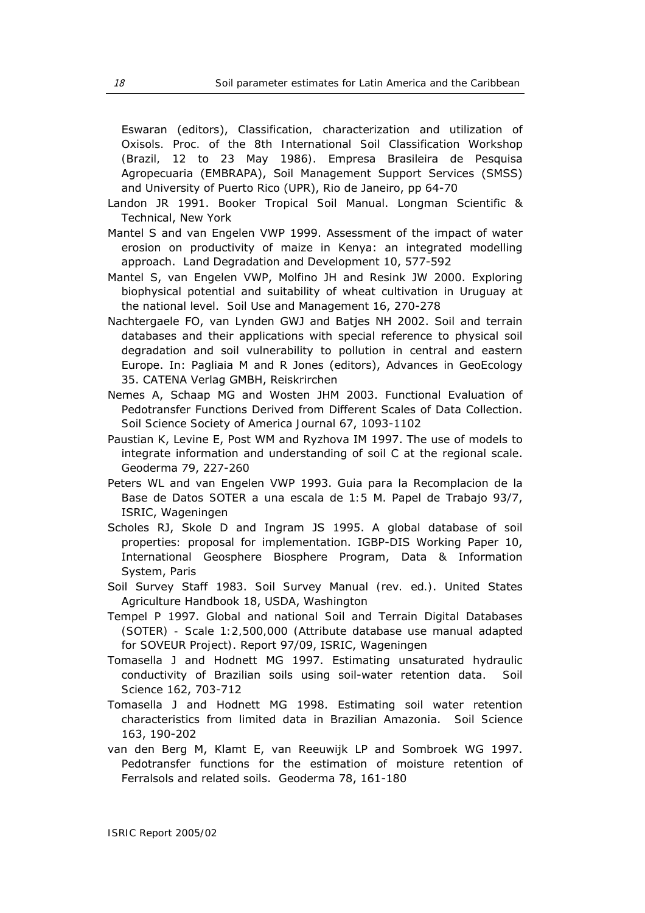Eswaran (editors), Classification, characterization and utilization of Oxisols. Proc. of the 8th International Soil Classification Workshop (Brazil, 12 to 23 May 1986). Empresa Brasileira de Pesquisa Agropecuaria (EMBRAPA), Soil Management Support Services (SMSS) and University of Puerto Rico (UPR), Rio de Janeiro, pp 64-70

Landon JR 1991. Booker Tropical Soil Manual. Longman Scientific & Technical, New York

Mantel S and van Engelen VWP 1999. Assessment of the impact of water erosion on productivity of maize in Kenya: an integrated modelling approach. Land Degradation and Development 10, 577-592

Mantel S, van Engelen VWP, Molfino JH and Resink JW 2000. Exploring biophysical potential and suitability of wheat cultivation in Uruguay at the national level. Soil Use and Management 16, 270-278

Nachtergaele FO, van Lynden GWJ and Batjes NH 2002. Soil and terrain databases and their applications with special reference to physical soil degradation and soil vulnerability to pollution in central and eastern Europe. In: Pagliaia M and R Jones (editors), Advances in GeoEcology 35. CATENA Verlag GMBH, Reiskrirchen

Nemes A, Schaap MG and Wosten JHM 2003. Functional Evaluation of Pedotransfer Functions Derived from Different Scales of Data Collection. Soil Science Society of America Journal 67, 1093-1102

Paustian K, Levine E, Post WM and Ryzhova IM 1997. The use of models to integrate information and understanding of soil C at the regional scale. Geoderma 79, 227-260

Peters WL and van Engelen VWP 1993. Guia para la Recomplacion de la Base de Datos SOTER a una escala de 1:5 M. Papel de Trabajo 93/7, ISRIC, Wageningen

Scholes RJ, Skole D and Ingram JS 1995. A global database of soil properties: proposal for implementation. IGBP-DIS Working Paper 10, International Geosphere Biosphere Program, Data & Information System, Paris

Soil Survey Staff 1983. Soil Survey Manual (rev. ed.). United States Agriculture Handbook 18, USDA, Washington

Tempel P 1997. Global and national Soil and Terrain Digital Databases (SOTER) - Scale 1:2,500,000 (Attribute database use manual adapted for SOVEUR Project). Report 97/09, ISRIC, Wageningen

Tomasella J and Hodnett MG 1997. Estimating unsaturated hydraulic conductivity of Brazilian soils using soil-water retention data. Soil Science 162, 703-712

Tomasella J and Hodnett MG 1998. Estimating soil water retention characteristics from limited data in Brazilian Amazonia. Soil Science 163, 190-202

van den Berg M, Klamt E, van Reeuwijk LP and Sombroek WG 1997. Pedotransfer functions for the estimation of moisture retention of Ferralsols and related soils. Geoderma 78, 161-180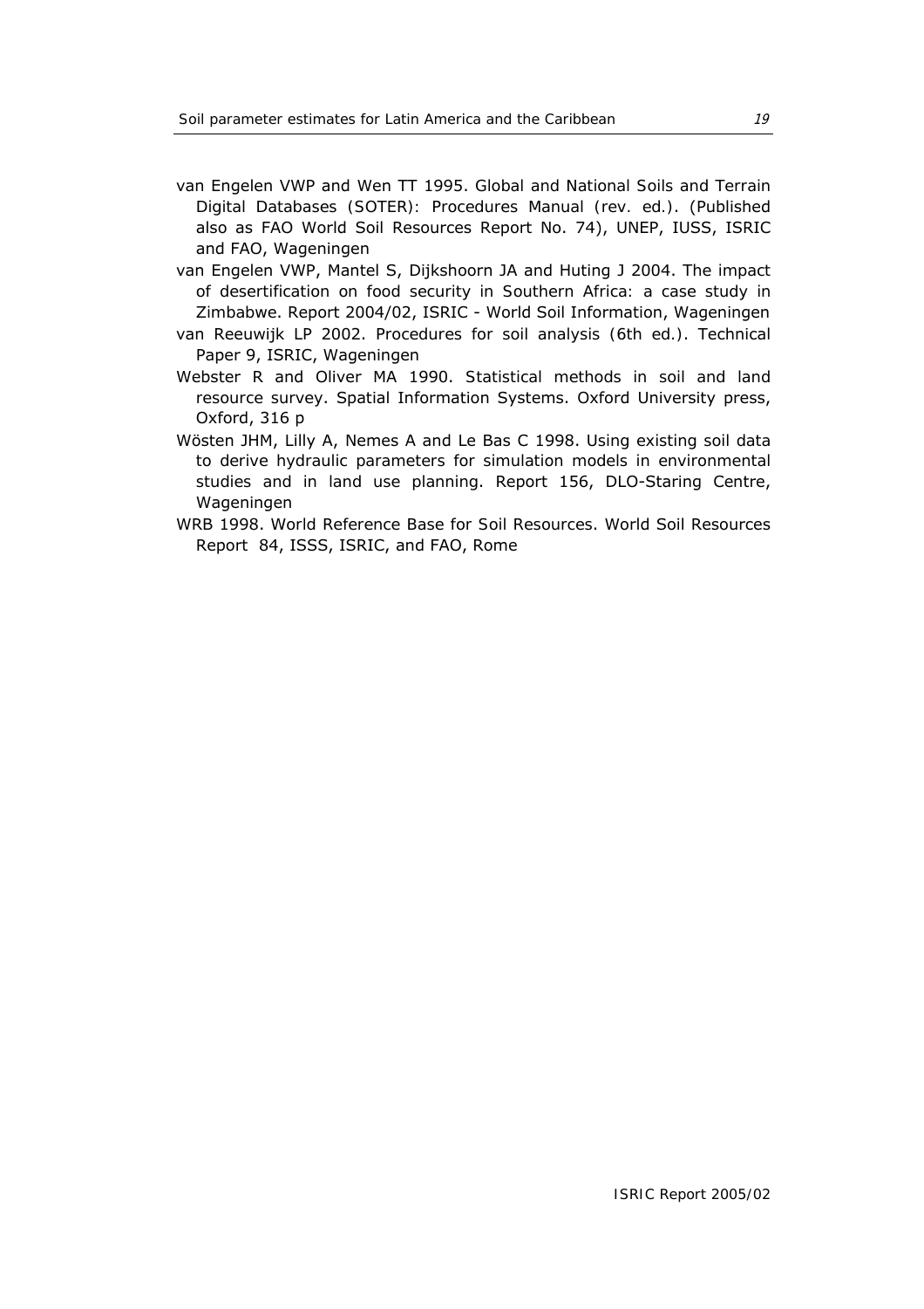van Engelen VWP and Wen TT 1995. Global and National Soils and Terrain Digital Databases (SOTER): Procedures Manual (rev. ed.). (Published also as FAO World Soil Resources Report No. 74), UNEP, IUSS, ISRIC and FAO, Wageningen

van Engelen VWP, Mantel S, Dijkshoorn JA and Huting J 2004. The impact of desertification on food security in Southern Africa: a case study in Zimbabwe. Report 2004/02, ISRIC - World Soil Information, Wageningen

van Reeuwijk LP 2002. Procedures for soil analysis (6th ed.). Technical Paper 9, ISRIC, Wageningen

Webster R and Oliver MA 1990. Statistical methods in soil and land resource survey. Spatial Information Systems. Oxford University press, Oxford, 316 p

Wösten JHM, Lilly A, Nemes A and Le Bas C 1998. Using existing soil data to derive hydraulic parameters for simulation models in environmental studies and in land use planning. Report 156, DLO-Staring Centre, Wageningen

WRB 1998. World Reference Base for Soil Resources. World Soil Resources Report 84, ISSS, ISRIC, and FAO, Rome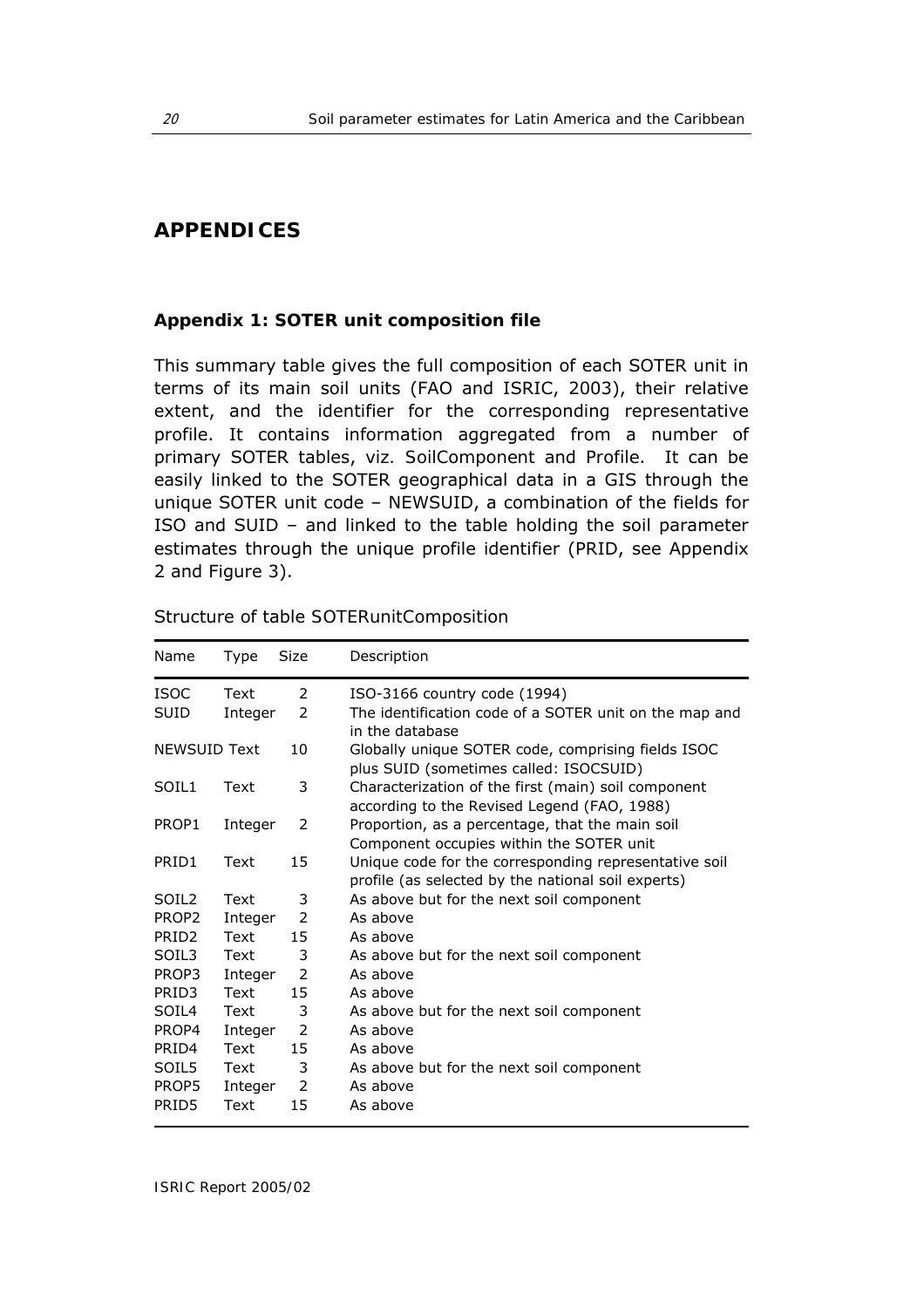# APPENDICES

## Appendix 1: SOTER unit composition file

This summary table gives the full composition of each SOTER unit in terms of its main soil units (FAO and ISRIC, 2003), their relative extent, and the identifier for the corresponding representative profile. It contains information aggregated from a number of primary SOTER tables, viz. SoilComponent and Profile. It can be easily linked to the SOTER geographical data in a GIS through the unique SOTER unit code – NEWSUID, a combination of the fields for ISO and SUID – and linked to the table holding the soil parameter estimates through the unique profile identifier (PRID, see Appendix 2 and Figure 3).

Structure of table SOTERunitComposition

| Name | Type | Size | Description |
|---|---|---|---|
| ISOC | Text | 2 | ISO-3166 country code (1994) |
| SUID | Integer | 2 | The identification code of a SOTER unit on the map and in the database |
| NEWSUID | Text | 10 | Globally unique SOTER code, comprising fields ISOC plus SUID (sometimes called: ISOCSUID) |
| SOIL1 | Text | 3 | Characterization of the first (main) soil component according to the Revised Legend (FAO, 1988) |
| PROP1 | Integer | 2 | Proportion, as a percentage, that the main soil Component occupies within the SOTER unit |
| PRID1 | Text | 15 | Unique code for the corresponding representative soil profile (as selected by the national soil experts) |
| SOIL2 | Text | 3 | As above but for the next soil component |
| PROP2 | Integer | 2 | As above |
| PRID2 | Text | 15 | As above |
| SOIL3 | Text | 3 | As above but for the next soil component |
| PROP3 | Integer | 2 | As above |
| PRID3 | Text | 15 | As above |
| SOIL4 | Text | 3 | As above but for the next soil component |
| PROP4 | Integer | 2 | As above |
| PRID4 | Text | 15 | As above |
| SOIL5 | Text | 3 | As above but for the next soil component |
| PROP5 | Integer | 2 | As above |
| PRID5 | Text | 15 | As above |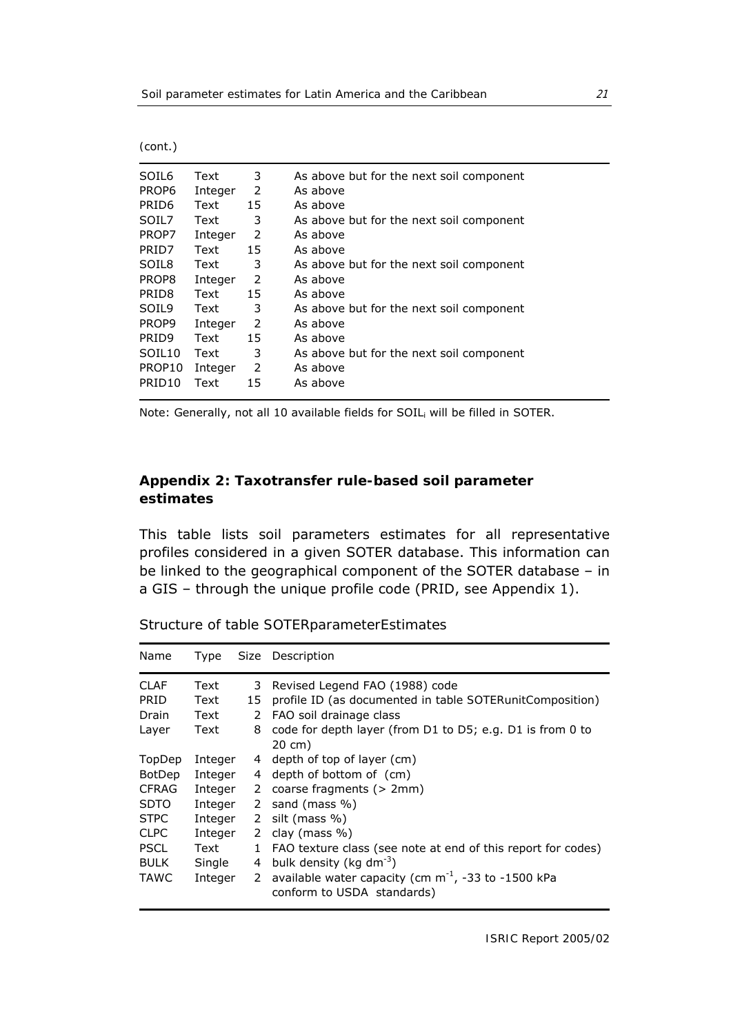(cont.)

| | | | |
|---|---|---|---|
| SOIL6 | Text | 3 | As above but for the next soil component |
| PROP6 | Integer | 2 | As above |
| PRID6 | Text | 15 | As above |
| SOIL7 | Text | 3 | As above but for the next soil component |
| PROP7 | Integer | 2 | As above |
| PRID7 | Text | 15 | As above |
| SOIL8 | Text | 3 | As above but for the next soil component |
| PROP8 | Integer | 2 | As above |
| PRID8 | Text | 15 | As above |
| SOIL9 | Text | 3 | As above but for the next soil component |
| PROP9 | Integer | 2 | As above |
| PRID9 | Text | 15 | As above |
| SOIL10 | Text | 3 | As above but for the next soil component |
| PROP10 | Integer | 2 | As above |
| PRID10 | Text | 15 | As above |

Note: Generally, not all 10 available fields for $SOIL_i$ will be filled in SOTER.

## Appendix 2: Taxotransfer rule-based soil parameter estimates

This table lists soil parameters estimates for all representative profiles considered in a given SOTER database. This information can be linked to the geographical component of the SOTER database – in a GIS – through the unique profile code (PRID, see Appendix 1).

Structure of table SOTERparameterEstimates

| Name | Type | Size | Description |
|---|---|---|---|
| CLAF | Text | 3 | Revised Legend FAO (1988) code |
| PRID | Text | 15 | profile ID (as documented in table SOTERunitComposition) |
| Drain | Text | 2 | FAO soil drainage class |
| Layer | Text | 8 | code for depth layer (from D1 to D5; e.g. D1 is from 0 to 20 cm) |
| TopDep | Integer | 4 | depth of top of layer (cm) |
| BotDep | Integer | 4 | depth of bottom of (cm) |
| CFRAG | Integer | 2 | coarse fragments (> 2mm) |
| SDTO | Integer | 2 | sand (mass %) |
| STPC | Integer | 2 | silt (mass %) |
| CLPC | Integer | 2 | clay (mass %) |
| PSCL | Text | 1 | FAO texture class (see note at end of this report for codes) |
| BULK | Single | 4 | bulk density (kg $dm^{-3}$) |
| TAWC | Integer | 2 | available water capacity (cm $m^{-1}$, -33 to -1500 kPa conform to USDA standards) |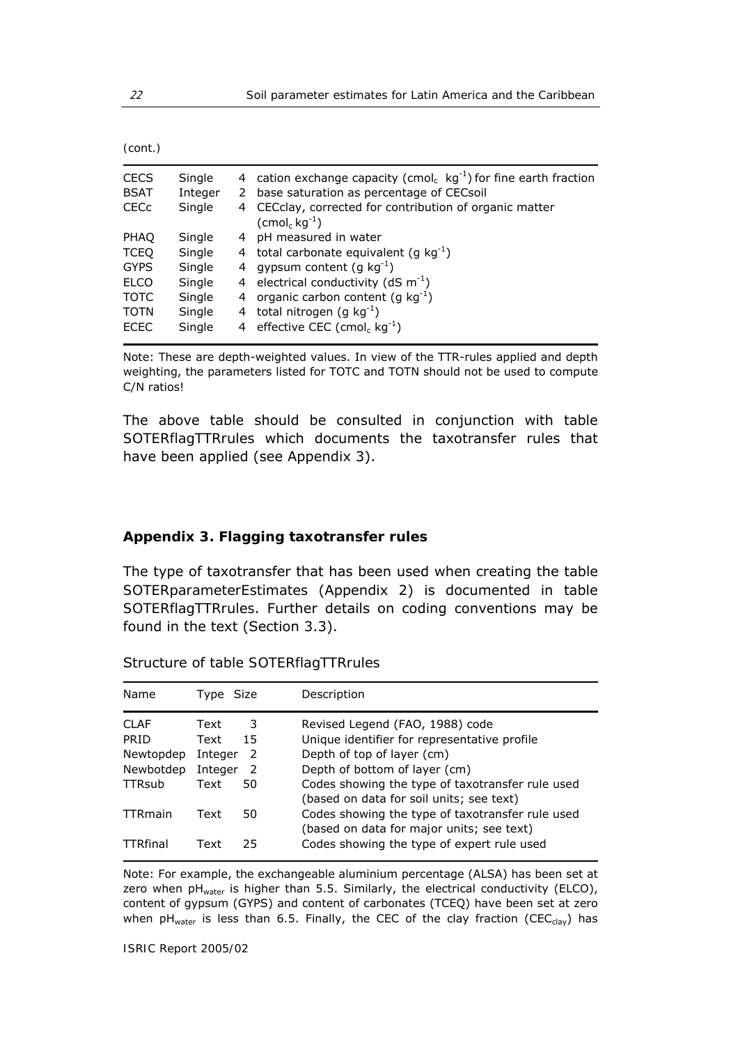(cont.)

| | | | |
|---|---|---|---|
| CECS | Single | 4 | cation exchange capacity ($cmol_c\ kg^{-1}$) for fine earth fraction |
| BSAT | Integer | 2 | base saturation as percentage of CECsoil |
| CECc | Single | 4 | CECclay, corrected for contribution of organic matter ($cmol_c\ kg^{-1}$) |
| PHAQ | Single | 4 | pH measured in water |
| TCEQ | Single | 4 | total carbonate equivalent ($g\ kg^{-1}$) |
| GYPS | Single | 4 | gypsum content ($g\ kg^{-1}$) |
| ELCO | Single | 4 | electrical conductivity ($dS\ m^{-1}$) |
| TOTC | Single | 4 | organic carbon content ($g\ kg^{-1}$) |
| TOTN | Single | 4 | total nitrogen ($g\ kg^{-1}$) |
| ECEC | Single | 4 | effective CEC ($cmol_c\ kg^{-1}$) |

Note: These are depth-weighted values. In view of the TTR-rules applied and depth weighting, the parameters listed for TOTC and TOTN should not be used to compute C/N ratios!

The above table should be consulted in conjunction with table SOTERflagTTRrules which documents the taxotransfer rules that have been applied (see Appendix 3).

## Appendix 3. Flagging taxotransfer rules

The type of taxotransfer that has been used when creating the table SOTERparameterEstimates (Appendix 2) is documented in table SOTERflagTTRrules. Further details on coding conventions may be found in the text (Section 3.3).

Structure of table SOTERflagTTRrules

| Name | Type | Size | Description |
|---|---|---|---|
| CLAF | Text | 3 | Revised Legend (FAO, 1988) code |
| PRID | Text | 15 | Unique identifier for representative profile |
| Newtopdep | Integer | 2 | Depth of top of layer (cm) |
| Newbotdep | Integer | 2 | Depth of bottom of layer (cm) |
| TTRsub | Text | 50 | Codes showing the type of taxotransfer rule used (based on data for soil units; see text) |
| TTRmain | Text | 50 | Codes showing the type of taxotransfer rule used (based on data for major units; see text) |
| TTRfinal | Text | 25 | Codes showing the type of expert rule used |

Note: For example, the exchangeable aluminium percentage (ALSA) has been set at zero when $pH_{water}$ is higher than 5.5. Similarly, the electrical conductivity (ELCO), content of gypsum (GYPS) and content of carbonates (TCEQ) have been set at zero when $pH_{water}$ is less than 6.5. Finally, the CEC of the clay fraction ($CEC_{clay}$) has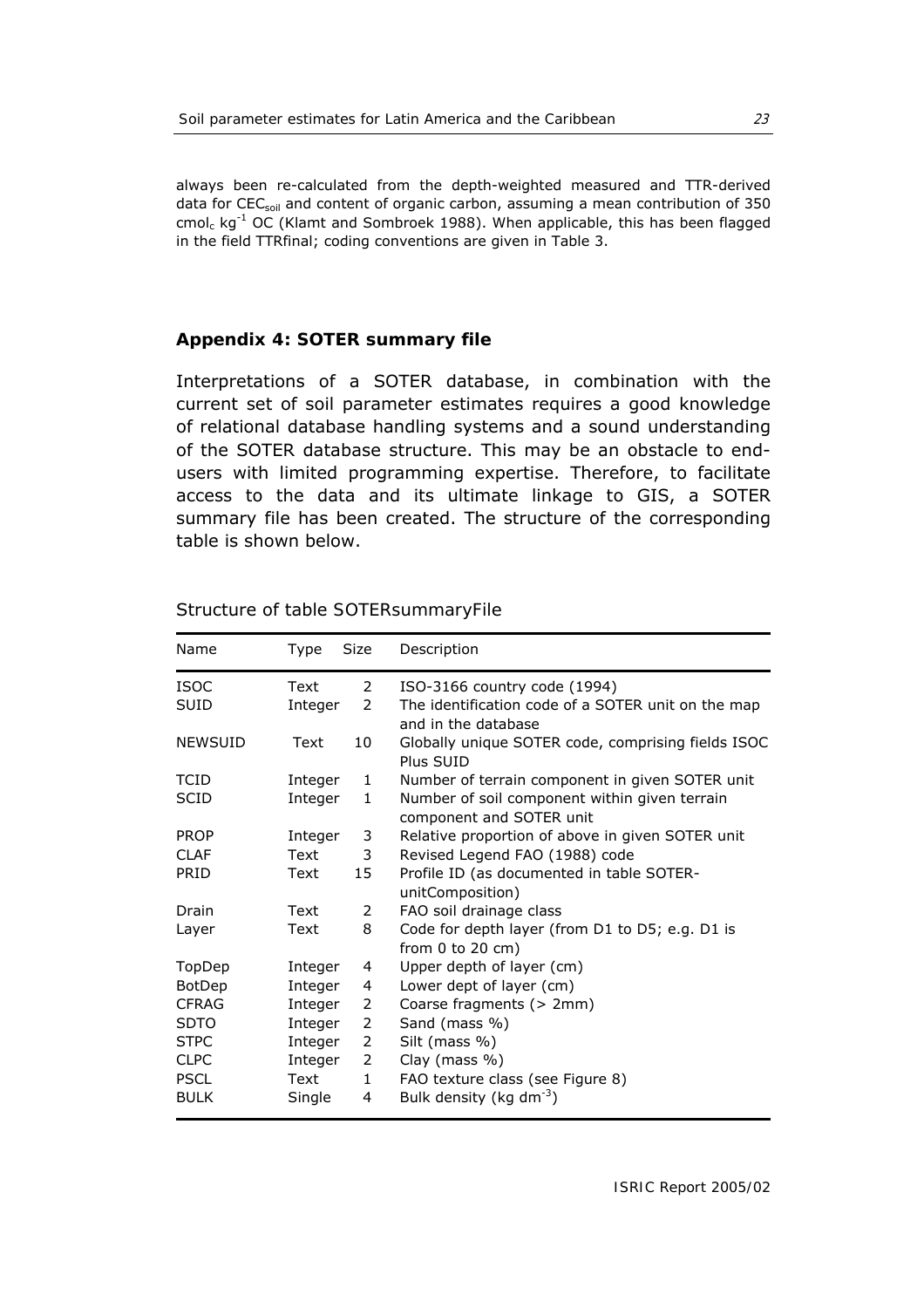always been re-calculated from the depth-weighted measured and TTR-derived data for $CEC_{soil}$ and content of organic carbon, assuming a mean contribution of 350 $cmol_c\ kg^{-1}$ OC (Klamt and Sombroek 1988). When applicable, this has been flagged in the field TTRfinal; coding conventions are given in Table 3.

## Appendix 4: SOTER summary file

Interpretations of a SOTER database, in combination with the current set of soil parameter estimates requires a good knowledge of relational database handling systems and a sound understanding of the SOTER database structure. This may be an obstacle to end-users with limited programming expertise. Therefore, to facilitate access to the data and its ultimate linkage to GIS, a SOTER summary file has been created. The structure of the corresponding table is shown below.

Structure of table SOTERsummaryFile

| Name | Type | Size | Description |
|---|---|---|---|
| ISOC | Text | 2 | ISO-3166 country code (1994) |
| SUID | Integer | 2 | The identification code of a SOTER unit on the map and in the database |
| NEWSUID | Text | 10 | Globally unique SOTER code, comprising fields ISOC Plus SUID |
| TCID | Integer | 1 | Number of terrain component in given SOTER unit |
| SCID | Integer | 1 | Number of soil component within given terrain component and SOTER unit |
| PROP | Integer | 3 | Relative proportion of above in given SOTER unit |
| CLAF | Text | 3 | Revised Legend FAO (1988) code |
| PRID | Text | 15 | Profile ID (as documented in table SOTER-unitComposition) |
| Drain | Text | 2 | FAO soil drainage class |
| Layer | Text | 8 | Code for depth layer (from D1 to D5; e.g. D1 is from 0 to 20 cm) |
| TopDep | Integer | 4 | Upper depth of layer (cm) |
| BotDep | Integer | 4 | Lower dept of layer (cm) |
| CFRAG | Integer | 2 | Coarse fragments (> 2mm) |
| SDTO | Integer | 2 | Sand (mass %) |
| STPC | Integer | 2 | Silt (mass %) |
| CLPC | Integer | 2 | Clay (mass %) |
| PSCL | Text | 1 | FAO texture class (see Figure 8) |
| BULK | Single | 4 | Bulk density (kg $dm^{-3}$) |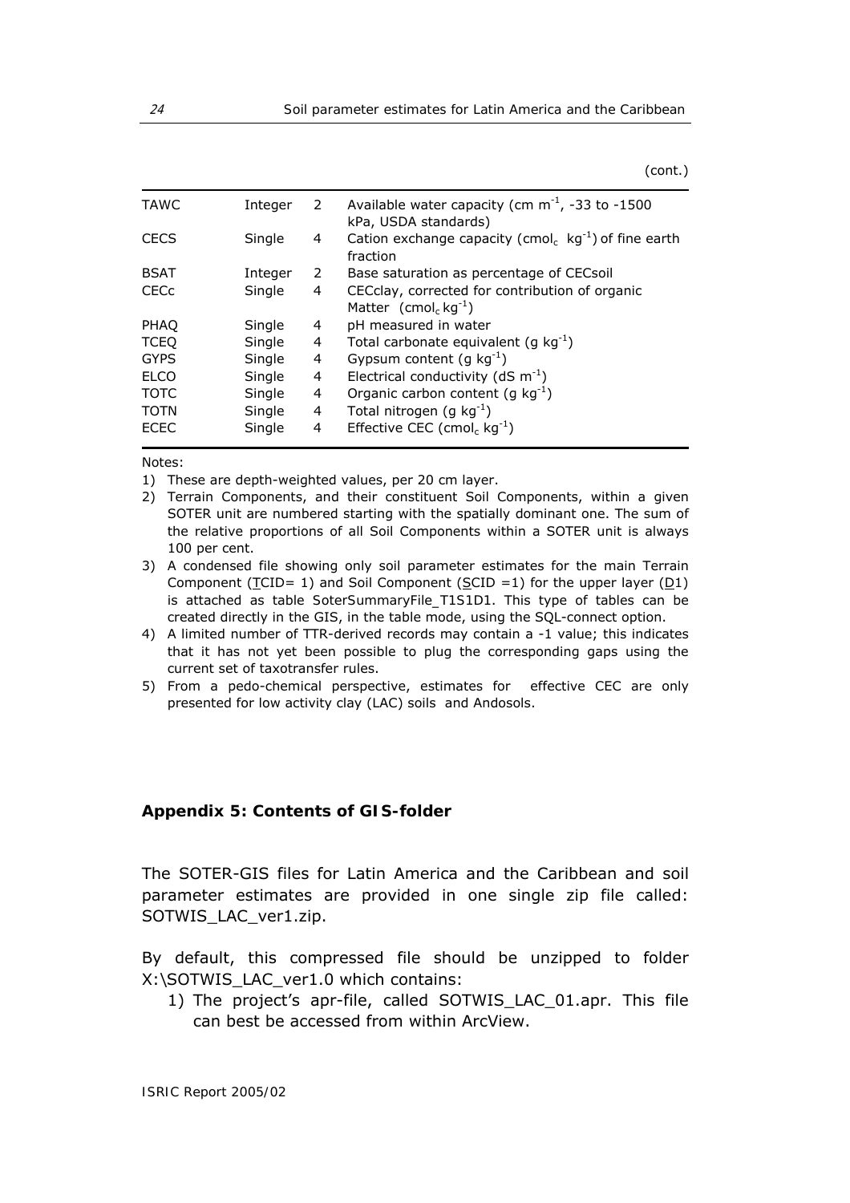(cont.)

| | | | |
|---|---|---|---|
| TAWC | Integer | 2 | Available water capacity (cm $m^{-1}$, -33 to -1500 kPa, USDA standards) |
| CECS | Single | 4 | Cation exchange capacity ($cmol_c$ $kg^{-1}$) of fine earth fraction |
| BSAT | Integer | 2 | Base saturation as percentage of CECsoil |
| CECc | Single | 4 | CECclay, corrected for contribution of organic Matter ($cmol_c$ $kg^{-1}$) |
| PHAQ | Single | 4 | pH measured in water |
| TCEQ | Single | 4 | Total carbonate equivalent (g $kg^{-1}$) |
| GYPS | Single | 4 | Gypsum content (g $kg^{-1}$) |
| ELCO | Single | 4 | Electrical conductivity (dS $m^{-1}$) |
| TOTC | Single | 4 | Organic carbon content (g $kg^{-1}$) |
| TOTN | Single | 4 | Total nitrogen (g $kg^{-1}$) |
| ECEC | Single | 4 | Effective CEC ($cmol_c$ $kg^{-1}$) |

Notes:

1) These are depth-weighted values, per 20 cm layer.
2) Terrain Components, and their constituent Soil Components, within a given SOTER unit are numbered starting with the spatially dominant one. The sum of the relative proportions of all Soil Components within a SOTER unit is always 100 per cent.
3) A condensed file showing only soil parameter estimates for the main Terrain Component (TCID= 1) and Soil Component (SCID =1) for the upper layer (D1) is attached as table SoterSummaryFile_T1S1D1. This type of tables can be created directly in the GIS, in the table mode, using the SQL-connect option.
4) A limited number of TTR-derived records may contain a -1 value; this indicates that it has not yet been possible to plug the corresponding gaps using the current set of taxotransfer rules.
5) From a pedo-chemical perspective, estimates for effective CEC are only presented for low activity clay (LAC) soils and Andosols.

## Appendix 5: Contents of GIS-folder

The SOTER-GIS files for Latin America and the Caribbean and soil parameter estimates are provided in one single zip file called: SOTWIS_LAC_ver1.zip.

By default, this compressed file should be unzipped to folder X:\SOTWIS_LAC_ver1.0 which contains:

1) The project's apr-file, called SOTWIS_LAC_01.apr. This file can best be accessed from within ArcView.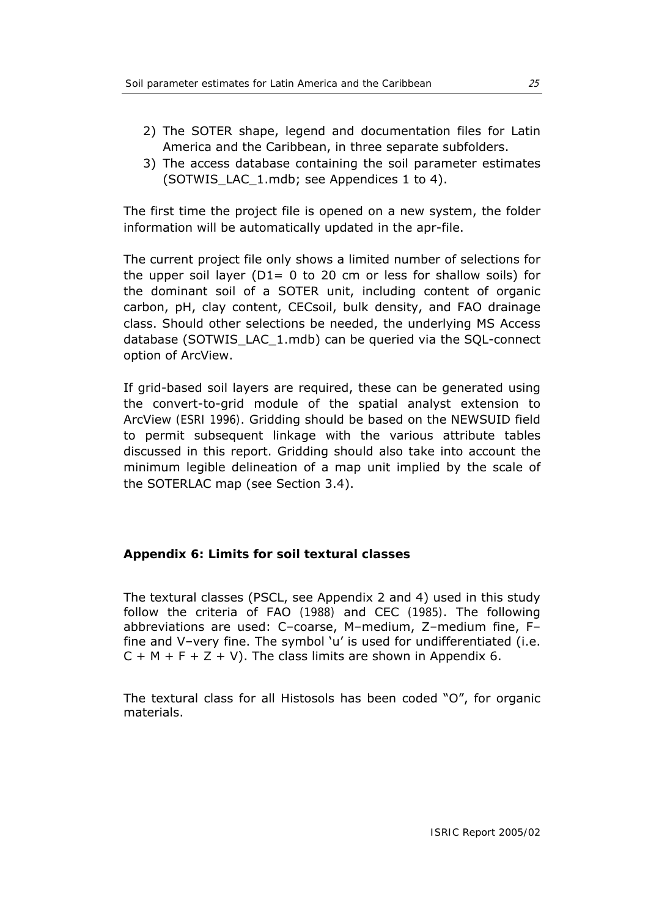2) The SOTER shape, legend and documentation files for Latin America and the Caribbean, in three separate subfolders.
3) The access database containing the soil parameter estimates (SOTWIS_LAC_1.mdb; see Appendices 1 to 4).

The first time the project file is opened on a new system, the folder information will be automatically updated in the apr-file.

The current project file only shows a limited number of selections for the upper soil layer (D1= 0 to 20 cm or less for shallow soils) for the dominant soil of a SOTER unit, including content of organic carbon, pH, clay content, CECsoil, bulk density, and FAO drainage class. Should other selections be needed, the underlying MS Access database (SOTWIS_LAC_1.mdb) can be queried via the SQL-connect option of ArcView.

If grid-based soil layers are required, these can be generated using the convert-to-grid module of the spatial analyst extension to ArcView (ESRI 1996). Gridding should be based on the NEWSUID field to permit subsequent linkage with the various attribute tables discussed in this report. Gridding should also take into account the minimum legible delineation of a map unit implied by the scale of the SOTERLAC map (see Section 3.4).

## Appendix 6: Limits for soil textural classes

The textural classes (PSCL, see Appendix 2 and 4) used in this study follow the criteria of FAO (1988) and CEC (1985). The following abbreviations are used: C–coarse, M–medium, Z–medium fine, F–fine and V–very fine. The symbol 'u' is used for undifferentiated (i.e. C + M + F + Z + V). The class limits are shown in Appendix 6.

The textural class for all Histosols has been coded "O", for organic materials.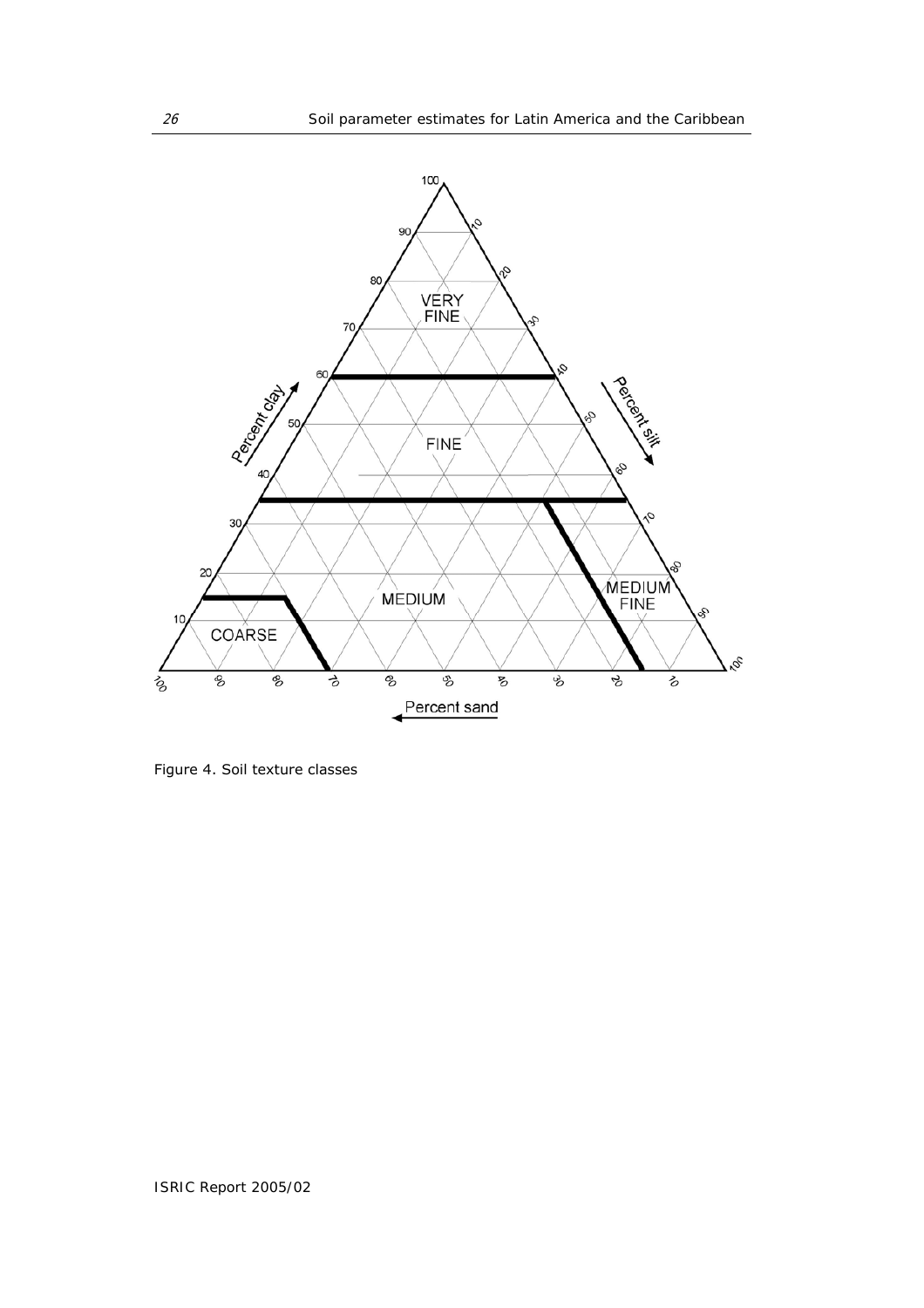100

90

80

70

60

50

40

30

20

10

Percent clay

10

20

30

40

50

60

70

80

90

100

Percent silt

100

90

80

70

60

50

40

30

20

10

Percent sand

VERY FINE

FINE

MEDIUM

MEDIUM FINE

COARSE

Figure 4. Soil texture classes